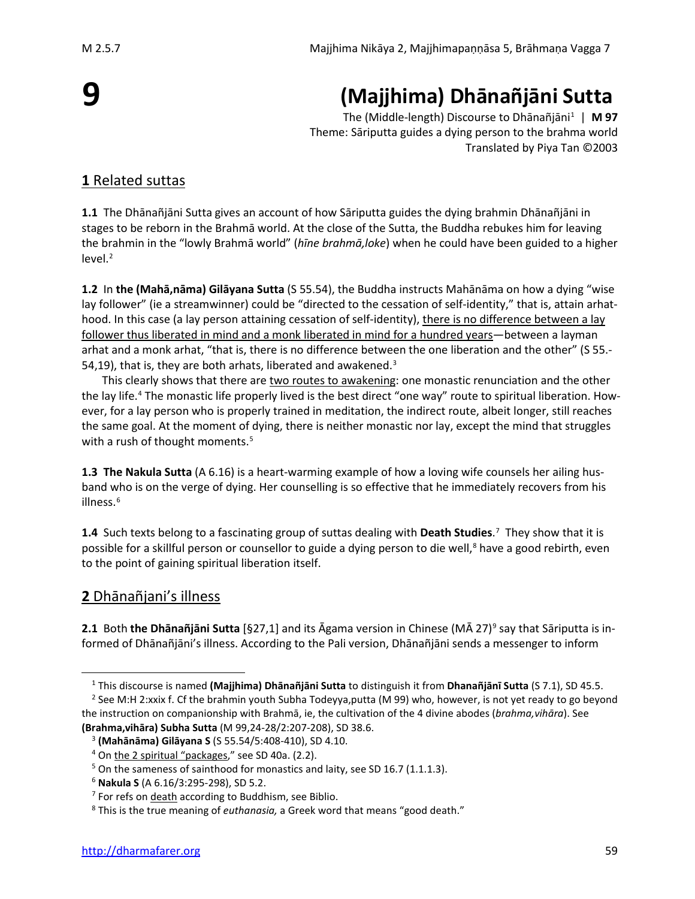# 9 (Majjhima) Dhānañjāni Sutta

The (Middle-length) Discourse to Dhānañjāni[1] | **M 97**
Theme: Sāriputta guides a dying person to the brahma world
Translated by Piya Tan ©2003

## **1** Related suttas

**1.1** The Dhānañjāni Sutta gives an account of how Sāriputta guides the dying brahmin Dhānañjāni in stages to be reborn in the Brahmā world. At the close of the Sutta, the Buddha rebukes him for leaving the brahmin in the "lowly Brahmā world" (*hīne brahmā,loke*) when he could have been guided to a higher level.[2]

**1.2** In **the (Mahā,nāma) Gilāyana Sutta** (S 55.54), the Buddha instructs Mahānāma on how a dying "wise lay follower" (ie a streamwinner) could be "directed to the cessation of self-identity," that is, attain arhathood. In this case (a lay person attaining cessation of self-identity), there is no difference between a lay follower thus liberated in mind and a monk liberated in mind for a hundred years—between a layman arhat and a monk arhat, "that is, there is no difference between the one liberation and the other" (S 55.54,19), that is, they are both arhats, liberated and awakened.[3]

This clearly shows that there are two routes to awakening: one monastic renunciation and the other the lay life.[4] The monastic life properly lived is the best direct "one way" route to spiritual liberation. However, for a lay person who is properly trained in meditation, the indirect route, albeit longer, still reaches the same goal. At the moment of dying, there is neither monastic nor lay, except the mind that struggles with a rush of thought moments.[5]

**1.3** **The Nakula Sutta** (A 6.16) is a heart-warming example of how a loving wife counsels her ailing husband who is on the verge of dying. Her counselling is so effective that he immediately recovers from his illness.[6]

**1.4** Such texts belong to a fascinating group of suttas dealing with **Death Studies**.[7] They show that it is possible for a skillful person or counsellor to guide a dying person to die well,[8] have a good rebirth, even to the point of gaining spiritual liberation itself.

## **2** Dhānañjani's illness

**2.1** Both **the Dhānañjāni Sutta** [§27,1] and its Āgama version in Chinese (MĀ 27)[9] say that Sāriputta is informed of Dhānañjāni's illness. According to the Pali version, Dhānañjāni sends a messenger to inform

---

[1] This discourse is named **(Majjhima) Dhānañjāni Sutta** to distinguish it from **Dhanañjānī Sutta** (S 7.1), SD 45.5.

[2] See M:H 2:xxix f. Cf the brahmin youth Subha Todeyya,putta (M 99) who, however, is not yet ready to go beyond the instruction on companionship with Brahmā, ie, the cultivation of the 4 divine abodes (*brahma,vihāra*). See **(Brahma,vihāra) Subha Sutta** (M 99,24-28/2:207-208), SD 38.6.

[3] **(Mahānāma) Gilāyana S** (S 55.54/5:408-410), SD 4.10.

[4] On the 2 spiritual "packages," see SD 40a. (2.2).

[5] On the sameness of sainthood for monastics and laity, see SD 16.7 (1.1.1.3).

[6] **Nakula S** (A 6.16/3:295-298), SD 5.2.

[7] For refs on death according to Buddhism, see Biblio.

[8] This is the true meaning of *euthanasia,* a Greek word that means "good death."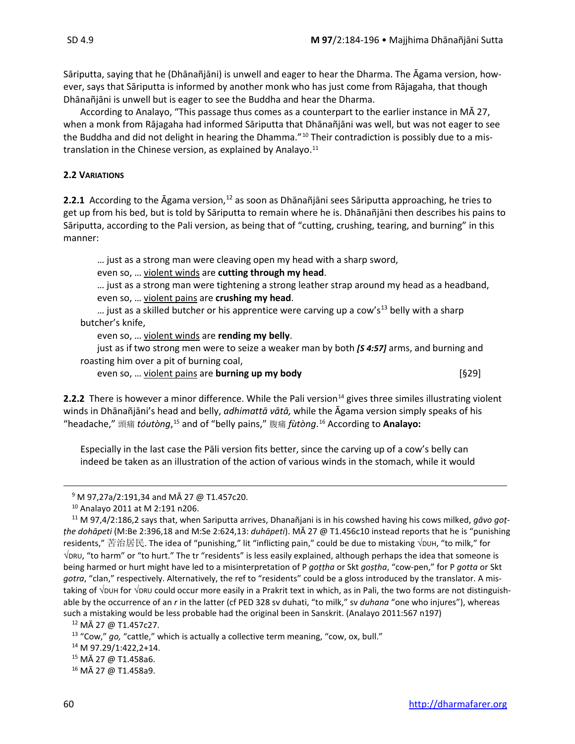Sāriputta, saying that he (Dhānañjāni) is unwell and eager to hear the Dharma. The Āgama version, however, says that Sāriputta is informed by another monk who has just come from Rājagaha, that though Dhānañjāni is unwell but is eager to see the Buddha and hear the Dharma.

According to Analayo, "This passage thus comes as a counterpart to the earlier instance in MĀ 27, when a monk from Rājagaha had informed Sāriputta that Dhānañjāni was well, but was not eager to see the Buddha and did not delight in hearing the Dhamma."[10] Their contradiction is possibly due to a mistranslation in the Chinese version, as explained by Analayo.[11]

**2.2 VARIATIONS**

**2.2.1** According to the Āgama version,[12] as soon as Dhānañjāni sees Sāriputta approaching, he tries to get up from his bed, but is told by Sāriputta to remain where he is. Dhānañjāni then describes his pains to Sāriputta, according to the Pali version, as being that of "cutting, crushing, tearing, and burning" in this manner:

> … just as a strong man were cleaving open my head with a sharp sword,
> even so, … violent winds are **cutting through my head**.
> … just as a strong man were tightening a strong leather strap around my head as a headband,
> even so, … violent pains are **crushing my head**.
> … just as a skilled butcher or his apprentice were carving up a cow's[13] belly with a sharp butcher's knife,
> even so, … violent winds are **rending my belly**.
> just as if two strong men were to seize a weaker man by both *[S 4:57]* arms, and burning and roasting him over a pit of burning coal,
> even so, … violent pains are **burning up my body** [§29]

**2.2.2** There is however a minor difference. While the Pali version[14] gives three similes illustrating violent winds in Dhānañjāni's head and belly, *adhimattā vātā,* while the Āgama version simply speaks of his "headache," 頭痛 *tóutòng*,[15] and of "belly pains," 腹痛 *fùtòng*.[16] According to **Analayo:**

> Especially in the last case the Pāli version fits better, since the carving up of a cow's belly can indeed be taken as an illustration of the action of various winds in the stomach, while it would

---

[9] M 97,27a/2:191,34 and MĀ 27 @ T1.457c20.

[10] Analayo 2011 at M 2:191 n206.

[11] M 97,4/2:186,2 says that, when Sariputta arrives, Dhanañjani is in his cowshed having his cows milked, *gāvo goṭṭhe dohāpeti* (M:Be 2:396,18 and M:Se 2:624,13: *duhāpeti*). MĀ 27 @ T1.456c10 instead reports that he is "punishing residents," 苦治居民. The idea of "punishing," lit "inflicting pain," could be due to mistaking √DUH, "to milk," for √DRU, "to harm" or "to hurt." The tr "residents" is less easily explained, although perhaps the idea that someone is being harmed or hurt might have led to a misinterpretation of P *goṭṭha* or Skt *goṣṭha*, "cow-pen," for P *gotta* or Skt *gotra*, "clan," respectively. Alternatively, the ref to "residents" could be a gloss introduced by the translator. A mistaking of √DUH for √DRU could occur more easily in a Prakrit text in which, as in Pali, the two forms are not distinguishable by the occurrence of an *r* in the latter (cf PED 328 sv duhati, "to milk," sv *duhana* "one who injures"), whereas such a mistaking would be less probable had the original been in Sanskrit. (Analayo 2011:567 n197)

[12] MĀ 27 @ T1.457c27.

[13] "Cow," *go,* "cattle," which is actually a collective term meaning, "cow, ox, bull."

[14] M 97.29/1:422,2+14.

[15] MĀ 27 @ T1.458a6.

[16] MĀ 27 @ T1.458a9.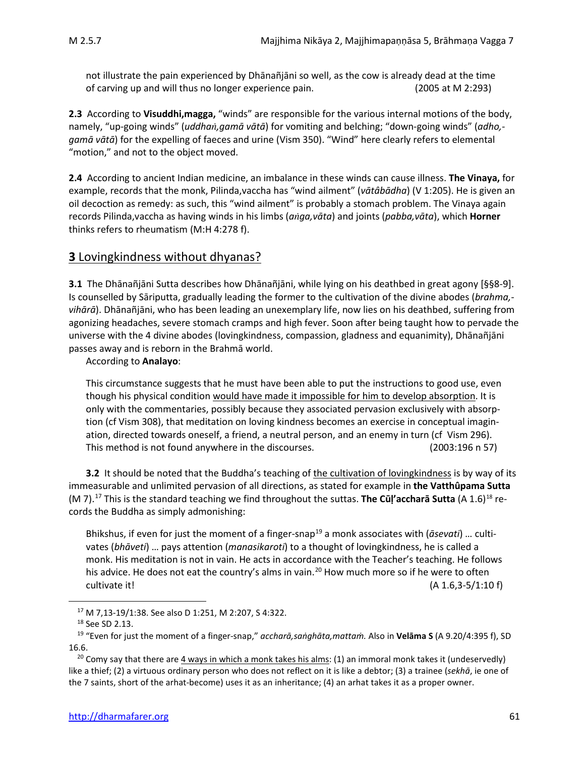not illustrate the pain experienced by Dhānañjāni so well, as the cow is already dead at the time of carving up and will thus no longer experience pain. (2005 at M 2:293)

**2.3** According to **Visuddhi,magga,** "winds" are responsible for the various internal motions of the body, namely, "up-going winds" (*uddhaṁ,gamā vātā*) for vomiting and belching; "down-going winds" (*adho,-gamā vātā*) for the expelling of faeces and urine (Vism 350). "Wind" here clearly refers to elemental "motion," and not to the object moved.

**2.4** According to ancient Indian medicine, an imbalance in these winds can cause illness. **The Vinaya,** for example, records that the monk, Pilinda,vaccha has "wind ailment" (*vātâbādha*) (V 1:205). He is given an oil decoction as remedy: as such, this "wind ailment" is probably a stomach problem. The Vinaya again records Pilinda,vaccha as having winds in his limbs (*aṅga,vāta*) and joints (*pabba,vāta*), which **Horner** thinks refers to rheumatism (M:H 4:278 f).

## 3 Lovingkindness without dhyanas?

**3.1** The Dhānañjāni Sutta describes how Dhānañjāni, while lying on his deathbed in great agony [§§8-9]. Is counselled by Sāriputta, gradually leading the former to the cultivation of the divine abodes (*brahma,-vihārā*). Dhānañjāni, who has been leading an unexemplary life, now lies on his deathbed, suffering from agonizing headaches, severe stomach cramps and high fever. Soon after being taught how to pervade the universe with the 4 divine abodes (lovingkindness, compassion, gladness and equanimity), Dhānañjāni passes away and is reborn in the Brahmā world.

According to **Analayo**:

> This circumstance suggests that he must have been able to put the instructions to good use, even though his physical condition would have made it impossible for him to develop absorption. It is only with the commentaries, possibly because they associated pervasion exclusively with absorption (cf Vism 308), that meditation on loving kindness becomes an exercise in conceptual imagination, directed towards oneself, a friend, a neutral person, and an enemy in turn (cf Vism 296). This method is not found anywhere in the discourses. (2003:196 n 57)

**3.2** It should be noted that the Buddha's teaching of the cultivation of lovingkindness is by way of its immeasurable and unlimited pervasion of all directions, as stated for example in **the Vatthûpama Sutta** (M 7).[17] This is the standard teaching we find throughout the suttas. **The Cūḷ'accharā Sutta** (A 1.6)[18] records the Buddha as simply admonishing:

> Bhikshus, if even for just the moment of a finger-snap[19] a monk associates with (*āsevati*) … cultivates (*bhāveti*) … pays attention (*manasikaroti*) to a thought of lovingkindness, he is called a monk. His meditation is not in vain. He acts in accordance with the Teacher's teaching. He follows his advice. He does not eat the country's alms in vain.[20] How much more so if he were to often cultivate it! (A 1.6,3-5/1:10 f)

---

[17] M 7,13-19/1:38. See also D 1:251, M 2:207, S 4:322.

[18] See SD 2.13.

[19] "Even for just the moment of a finger-snap," *accharā,saṅghāta,mattaṁ*. Also in **Velāma S** (A 9.20/4:395 f), SD 16.6.

[20] Comy say that there are 4 ways in which a monk takes his alms: (1) an immoral monk takes it (undeservedly) like a thief; (2) a virtuous ordinary person who does not reflect on it is like a debtor; (3) a trainee (*sekhā*, ie one of the 7 saints, short of the arhat-become) uses it as an inheritance; (4) an arhat takes it as a proper owner.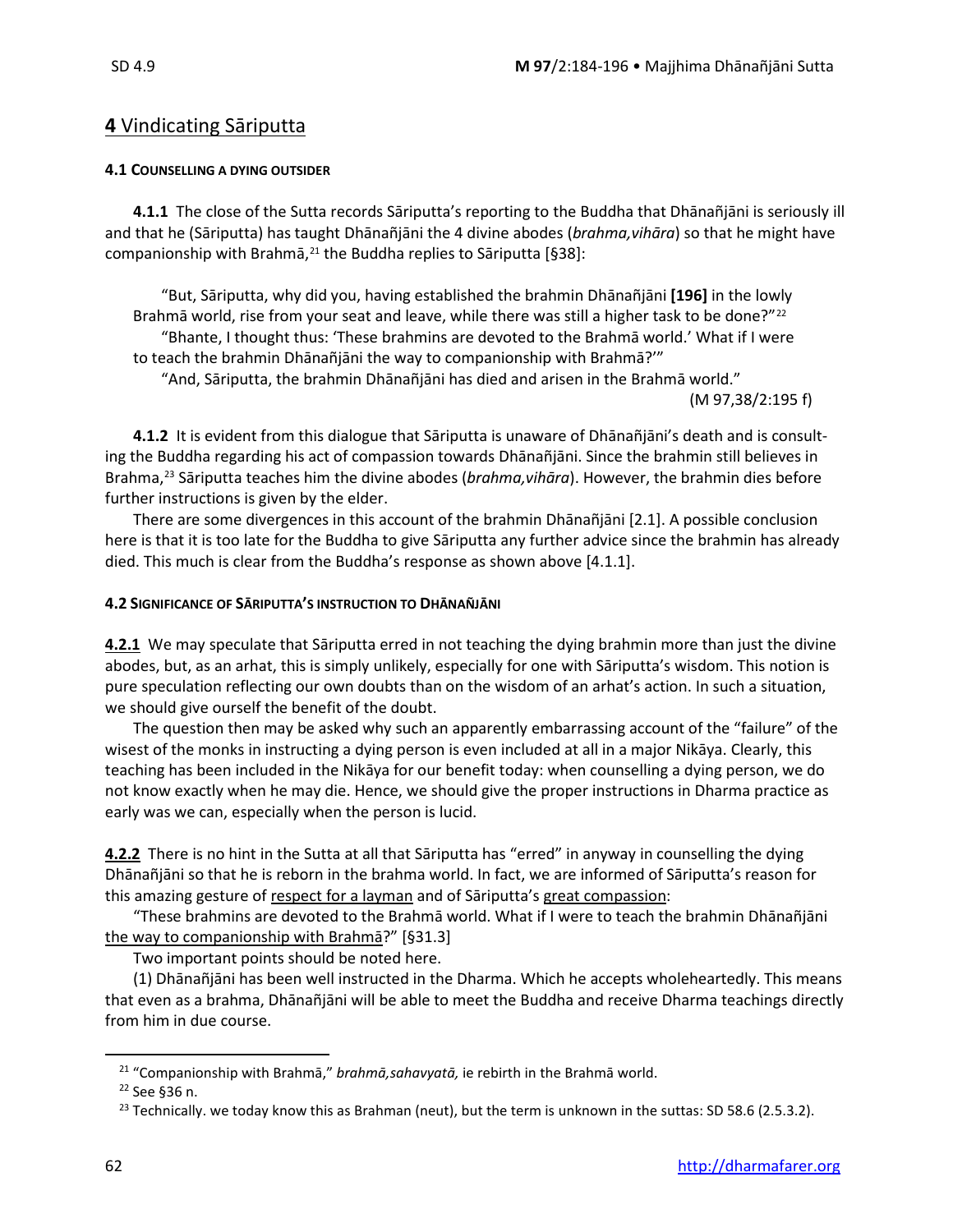## **4** Vindicating Sāriputta

#### **4.1 COUNSELLING A DYING OUTSIDER**

**4.1.1** The close of the Sutta records Sāriputta's reporting to the Buddha that Dhānañjāni is seriously ill and that he (Sāriputta) has taught Dhānañjāni the 4 divine abodes (*brahma,vihāra*) so that he might have companionship with Brahmā,[21] the Buddha replies to Sāriputta [§38]:

> "But, Sāriputta, why did you, having established the brahmin Dhānañjāni **[196]** in the lowly Brahmā world, rise from your seat and leave, while there was still a higher task to be done?"[22]
>
> "Bhante, I thought thus: 'These brahmins are devoted to the Brahmā world.' What if I were to teach the brahmin Dhānañjāni the way to companionship with Brahmā?'"
>
> "And, Sāriputta, the brahmin Dhānañjāni has died and arisen in the Brahmā world."
>
> (M 97,38/2:195 f)

**4.1.2** It is evident from this dialogue that Sāriputta is unaware of Dhānañjāni's death and is consulting the Buddha regarding his act of compassion towards Dhānañjāni. Since the brahmin still believes in Brahma,[23] Sāriputta teaches him the divine abodes (*brahma,vihāra*). However, the brahmin dies before further instructions is given by the elder.

There are some divergences in this account of the brahmin Dhānañjāni [2.1]. A possible conclusion here is that it is too late for the Buddha to give Sāriputta any further advice since the brahmin has already died. This much is clear from the Buddha's response as shown above [4.1.1].

#### **4.2 SIGNIFICANCE OF SĀRIPUTTA'S INSTRUCTION TO DHĀNAÑJĀNI**

<u>**4.2.1**</u> We may speculate that Sāriputta erred in not teaching the dying brahmin more than just the divine abodes, but, as an arhat, this is simply unlikely, especially for one with Sāriputta's wisdom. This notion is pure speculation reflecting our own doubts than on the wisdom of an arhat's action. In such a situation, we should give ourself the benefit of the doubt.

The question then may be asked why such an apparently embarrassing account of the "failure" of the wisest of the monks in instructing a dying person is even included at all in a major Nikāya. Clearly, this teaching has been included in the Nikāya for our benefit today: when counselling a dying person, we do not know exactly when he may die. Hence, we should give the proper instructions in Dharma practice as early was we can, especially when the person is lucid.

<u>**4.2.2**</u> There is no hint in the Sutta at all that Sāriputta has "erred" in anyway in counselling the dying Dhānañjāni so that he is reborn in the brahma world. In fact, we are informed of Sāriputta's reason for this amazing gesture of <u>respect for a layman</u> and of Sāriputta's <u>great compassion</u>:

"These brahmins are devoted to the Brahmā world. What if I were to teach the brahmin Dhānañjāni <u>the way to companionship with Brahmā</u>?" [§31.3]

Two important points should be noted here.

(1) Dhānañjāni has been well instructed in the Dharma. Which he accepts wholeheartedly. This means that even as a brahma, Dhānañjāni will be able to meet the Buddha and receive Dharma teachings directly from him in due course.

---

[21] "Companionship with Brahmā," *brahmā,sahavyatā,* ie rebirth in the Brahmā world.

[22] See §36 n.

[23] Technically. we today know this as Brahman (neut), but the term is unknown in the suttas: SD 58.6 (2.5.3.2).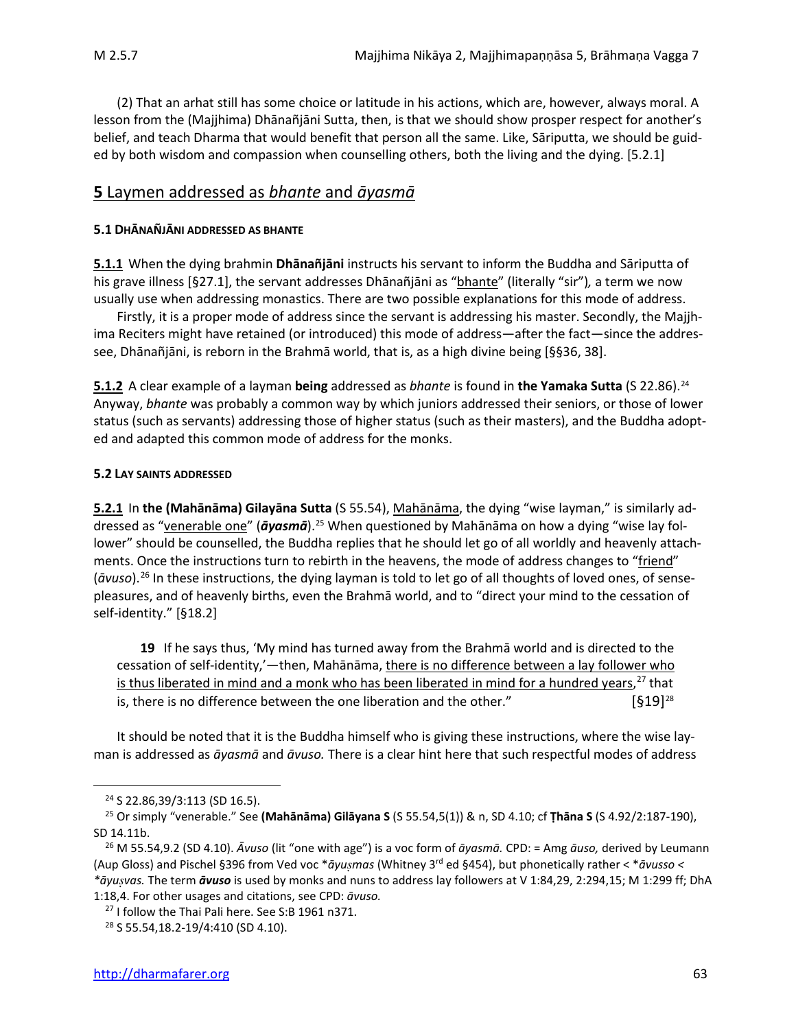(2) That an arhat still has some choice or latitude in his actions, which are, however, always moral. A lesson from the (Majjhima) Dhānañjāni Sutta, then, is that we should show prosper respect for another's belief, and teach Dharma that would benefit that person all the same. Like, Sāriputta, we should be guided by both wisdom and compassion when counselling others, both the living and the dying. [5.2.1]

## **5** Laymen addressed as *bhante* and *āyasmā*

#### 5.1 DHĀNAÑJĀNI ADDRESSED AS BHANTE

**5.1.1** When the dying brahmin **Dhānañjāni** instructs his servant to inform the Buddha and Sāriputta of his grave illness [§27.1], the servant addresses Dhānañjāni as "bhante" (literally "sir")*,* a term we now usually use when addressing monastics. There are two possible explanations for this mode of address.

Firstly, it is a proper mode of address since the servant is addressing his master. Secondly, the Majjhima Reciters might have retained (or introduced) this mode of address—after the fact—since the addressee, Dhānañjāni, is reborn in the Brahmā world, that is, as a high divine being [§§36, 38].

**5.1.2** A clear example of a layman **being** addressed as *bhante* is found in **the Yamaka Sutta** (S 22.86).[24] Anyway, *bhante* was probably a common way by which juniors addressed their seniors, or those of lower status (such as servants) addressing those of higher status (such as their masters), and the Buddha adopted and adapted this common mode of address for the monks.

#### 5.2 LAY SAINTS ADDRESSED

**5.2.1** In **the (Mahānāma) Gilayāna Sutta** (S 55.54), Mahānāma, the dying "wise layman," is similarly addressed as "venerable one" (***āyasmā***).[25] When questioned by Mahānāma on how a dying "wise lay follower" should be counselled, the Buddha replies that he should let go of all worldly and heavenly attachments. Once the instructions turn to rebirth in the heavens, the mode of address changes to "friend" (*āvuso*).[26] In these instructions, the dying layman is told to let go of all thoughts of loved ones, of sense-pleasures, and of heavenly births, even the Brahmā world, and to "direct your mind to the cessation of self-identity." [§18.2]

> **19** If he says thus, 'My mind has turned away from the Brahmā world and is directed to the cessation of self-identity,'—then, Mahānāma, there is no difference between a lay follower who is thus liberated in mind and a monk who has been liberated in mind for a hundred years,[27] that is, there is no difference between the one liberation and the other." [§19][28]

It should be noted that it is the Buddha himself who is giving these instructions, where the wise layman is addressed as *āyasmā* and *āvuso.* There is a clear hint here that such respectful modes of address

---

[24] S 22.86,39/3:113 (SD 16.5).

[25] Or simply "venerable." See **(Mahānāma) Gilāyana S** (S 55.54,5(1)) & n, SD 4.10; cf **Ṭhāna S** (S 4.92/2:187-190), SD 14.11b.

[26] M 55.54,9.2 (SD 4.10). *Āvuso* (lit "one with age") is a voc form of *āyasmā.* CPD: = Amg *āuso,* derived by Leumann (Aup Gloss) and Pischel §396 from Ved voc \**āyuṣmas* (Whitney 3rd ed §454), but phonetically rather < \**āvusso* < *\*āyuṣvas.* The term ***āvuso*** is used by monks and nuns to address lay followers at V 1:84,29, 2:294,15; M 1:299 ff; DhA 1:18,4. For other usages and citations, see CPD: *āvuso.*

[27] I follow the Thai Pali here. See S:B 1961 n371.

[28] S 55.54,18.2-19/4:410 (SD 4.10).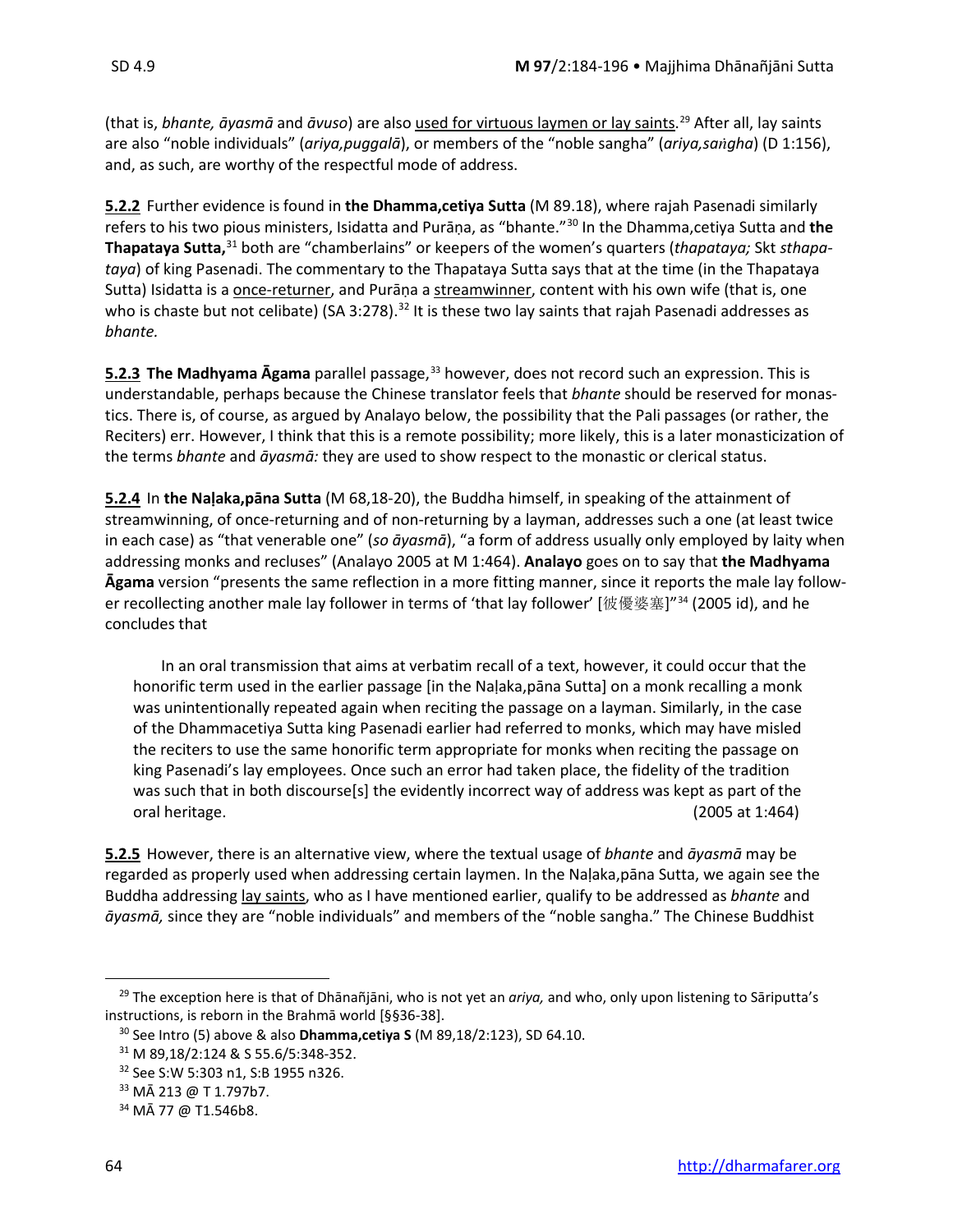(that is, *bhante, āyasmā* and *āvuso*) are also used for virtuous laymen or lay saints.[29] After all, lay saints are also "noble individuals" (*ariya,puggalā*), or members of the "noble sangha" (*ariya,saṅgha*) (D 1:156), and, as such, are worthy of the respectful mode of address.

**5.2.2** Further evidence is found in **the Dhamma,cetiya Sutta** (M 89.18), where rajah Pasenadi similarly refers to his two pious ministers, Isidatta and Purāṇa, as "bhante."[30] In the Dhamma,cetiya Sutta and **the Thapataya Sutta,**[31] both are "chamberlains" or keepers of the women's quarters (*thapataya;* Skt *sthapataya*) of king Pasenadi. The commentary to the Thapataya Sutta says that at the time (in the Thapataya Sutta) Isidatta is a once-returner, and Purāṇa a streamwinner, content with his own wife (that is, one who is chaste but not celibate) (SA 3:278).[32] It is these two lay saints that rajah Pasenadi addresses as *bhante.*

**5.2.3** **The Madhyama Āgama** parallel passage,[33] however, does not record such an expression. This is understandable, perhaps because the Chinese translator feels that *bhante* should be reserved for monastics. There is, of course, as argued by Analayo below, the possibility that the Pali passages (or rather, the Reciters) err. However, I think that this is a remote possibility; more likely, this is a later monasticization of the terms *bhante* and *āyasmā:* they are used to show respect to the monastic or clerical status.

**5.2.4** In **the Naḷaka,pāna Sutta** (M 68,18-20), the Buddha himself, in speaking of the attainment of streamwinning, of once-returning and of non-returning by a layman, addresses such a one (at least twice in each case) as "that venerable one" (*so āyasmā*), "a form of address usually only employed by laity when addressing monks and recluses" (Analayo 2005 at M 1:464). **Analayo** goes on to say that **the Madhyama Āgama** version "presents the same reflection in a more fitting manner, since it reports the male lay follower recollecting another male lay follower in terms of 'that lay follower' [彼優婆塞]"[34] (2005 id), and he concludes that

> In an oral transmission that aims at verbatim recall of a text, however, it could occur that the honorific term used in the earlier passage [in the Naḷaka,pāna Sutta] on a monk recalling a monk was unintentionally repeated again when reciting the passage on a layman. Similarly, in the case of the Dhammacetiya Sutta king Pasenadi earlier had referred to monks, which may have misled the reciters to use the same honorific term appropriate for monks when reciting the passage on king Pasenadi's lay employees. Once such an error had taken place, the fidelity of the tradition was such that in both discourse[s] the evidently incorrect way of address was kept as part of the oral heritage. (2005 at 1:464)

**5.2.5** However, there is an alternative view, where the textual usage of *bhante* and *āyasmā* may be regarded as properly used when addressing certain laymen. In the Naḷaka,pāna Sutta, we again see the Buddha addressing lay saints, who as I have mentioned earlier, qualify to be addressed as *bhante* and *āyasmā,* since they are "noble individuals" and members of the "noble sangha." The Chinese Buddhist

---

[29] The exception here is that of Dhānañjāni, who is not yet an *ariya,* and who, only upon listening to Sāriputta's instructions, is reborn in the Brahmā world [§§36-38].

[30] See Intro (5) above & also **Dhamma,cetiya S** (M 89,18/2:123), SD 64.10.

[31] M 89,18/2:124 & S 55.6/5:348-352.

[32] See S:W 5:303 n1, S:B 1955 n326.

[33] MĀ 213 @ T 1.797b7.

[34] MĀ 77 @ T1.546b8.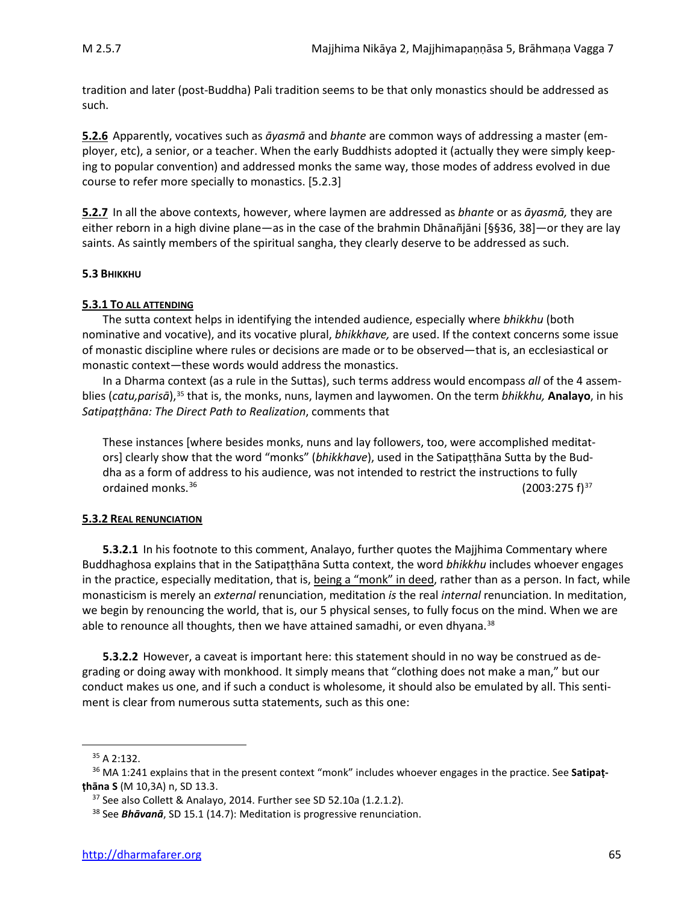tradition and later (post-Buddha) Pali tradition seems to be that only monastics should be addressed as such.

**5.2.6** Apparently, vocatives such as *āyasmā* and *bhante* are common ways of addressing a master (employer, etc), a senior, or a teacher. When the early Buddhists adopted it (actually they were simply keeping to popular convention) and addressed monks the same way, those modes of address evolved in due course to refer more specially to monastics. [5.2.3]

**5.2.7** In all the above contexts, however, where laymen are addressed as *bhante* or as *āyasmā,* they are either reborn in a high divine plane—as in the case of the brahmin Dhānañjāni [§§36, 38]—or they are lay saints. As saintly members of the spiritual sangha, they clearly deserve to be addressed as such.

### 5.3 BHIKKHU

#### 5.3.1 TO ALL ATTENDING

The sutta context helps in identifying the intended audience, especially where *bhikkhu* (both nominative and vocative), and its vocative plural, *bhikkhave,* are used. If the context concerns some issue of monastic discipline where rules or decisions are made or to be observed—that is, an ecclesiastical or monastic context—these words would address the monastics.

In a Dharma context (as a rule in the Suttas), such terms address would encompass *all* of the 4 assemblies (*catu,parisā*),[35] that is, the monks, nuns, laymen and laywomen. On the term *bhikkhu,* **Analayo**, in his *Satipaṭṭhāna: The Direct Path to Realization*, comments that

> These instances [where besides monks, nuns and lay followers, too, were accomplished meditators] clearly show that the word "monks" (*bhikkhave*), used in the Satipaṭṭhāna Sutta by the Buddha as a form of address to his audience, was not intended to restrict the instructions to fully ordained monks.[36] (2003:275 f)[37]

#### 5.3.2 REAL RENUNCIATION

**5.3.2.1** In his footnote to this comment, Analayo, further quotes the Majjhima Commentary where Buddhaghosa explains that in the Satipaṭṭhāna Sutta context, the word *bhikkhu* includes whoever engages in the practice, especially meditation, that is, being a "monk" in deed, rather than as a person. In fact, while monasticism is merely an *external* renunciation, meditation *is* the real *internal* renunciation. In meditation, we begin by renouncing the world, that is, our 5 physical senses, to fully focus on the mind. When we are able to renounce all thoughts, then we have attained samadhi, or even dhyana.[38]

**5.3.2.2** However, a caveat is important here: this statement should in no way be construed as degrading or doing away with monkhood. It simply means that "clothing does not make a man," but our conduct makes us one, and if such a conduct is wholesome, it should also be emulated by all. This sentiment is clear from numerous sutta statements, such as this one:

---

[35] A 2:132.

[36] MA 1:241 explains that in the present context "monk" includes whoever engages in the practice. See **Satipaṭṭhāna S** (M 10,3A) n, SD 13.3.

[37] See also Collett & Analayo, 2014. Further see SD 52.10a (1.2.1.2).

[38] See ***Bhāvanā***, SD 15.1 (14.7): Meditation is progressive renunciation.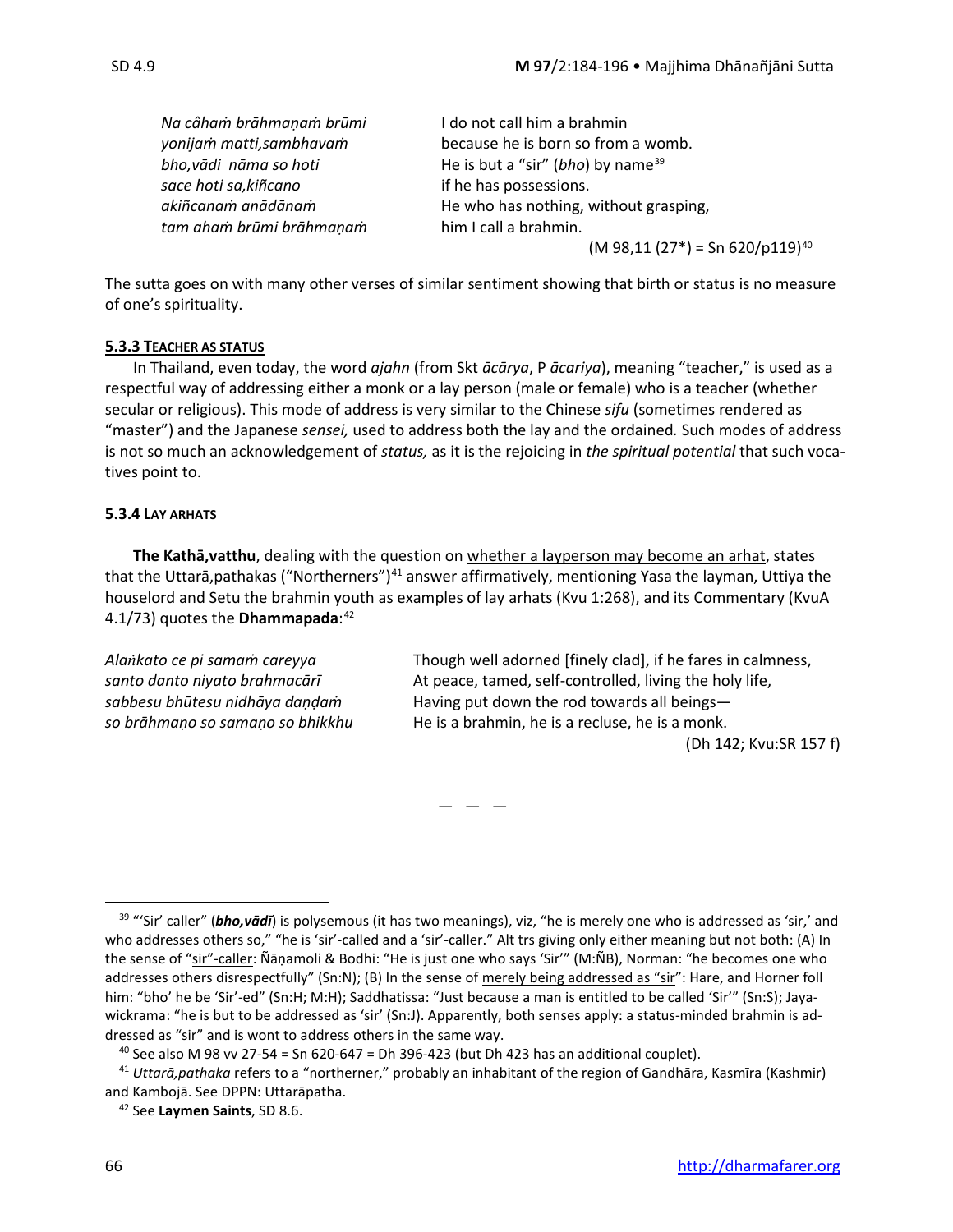| | |
|---|---|
| *Na câhaṁ brāhmaṇaṁ brūmi* | I do not call him a brahmin |
| *yonijaṁ matti,sambhavaṁ* | because he is born so from a womb. |
| *bho,vādi nāma so hoti* | He is but a "sir" (*bho*) by name[39] |
| *sace hoti sa,kiñcano* | if he has possessions. |
| *akiñcanaṁ anādānaṁ* | He who has nothing, without grasping, |
| *tam ahaṁ brūmi brāhmaṇaṁ* | him I call a brahmin. |
| | (M 98,11 (27*) = Sn 620/p119)[40] |

The sutta goes on with many other verses of similar sentiment showing that birth or status is no measure of one's spirituality.

#### 5.3.3 TEACHER AS STATUS

In Thailand, even today, the word *ajahn* (from Skt *ācārya*, P *ācariya*), meaning "teacher," is used as a respectful way of addressing either a monk or a lay person (male or female) who is a teacher (whether secular or religious). This mode of address is very similar to the Chinese *sifu* (sometimes rendered as "master") and the Japanese *sensei,* used to address both the lay and the ordained*.* Such modes of address is not so much an acknowledgement of *status,* as it is the rejoicing in *the spiritual potential* that such vocatives point to.

#### 5.3.4 LAY ARHATS

**The Kathā,vatthu**, dealing with the question on whether a layperson may become an arhat, states that the Uttarā,pathakas ("Northerners")[41] answer affirmatively, mentioning Yasa the layman, Uttiya the houselord and Setu the brahmin youth as examples of lay arhats (Kvu 1:268), and its Commentary (KvuA 4.1/73) quotes the **Dhammapada**:[42]

| | |
|---|---|
| *Alaṅkato ce pi samaṁ careyya* | Though well adorned [finely clad], if he fares in calmness, |
| *santo danto niyato brahmacārī* | At peace, tamed, self-controlled, living the holy life, |
| *sabbesu bhūtesu nidhāya daṇḍaṁ* | Having put down the rod towards all beings— |
| *so brāhmaṇo so samaṇo so bhikkhu* | He is a brahmin, he is a recluse, he is a monk. |
| | (Dh 142; Kvu:SR 157 f) |

— — —

[39] "'Sir' caller" (***bho,vādī***) is polysemous (it has two meanings), viz, "he is merely one who is addressed as 'sir,' and who addresses others so," "he is 'sir'-called and a 'sir'-caller." Alt trs giving only either meaning but not both: (A) In the sense of "sir"-caller: Ñāṇamoli & Bodhi: "He is just one who says 'Sir'" (M:ÑB), Norman: "he becomes one who addresses others disrespectfully" (Sn:N); (B) In the sense of merely being addressed as "sir": Hare, and Horner foll him: "bho' he be 'Sir'-ed" (Sn:H; M:H); Saddhatissa: "Just because a man is entitled to be called 'Sir'" (Sn:S); Jayawickrama: "he is but to be addressed as 'sir' (Sn:J). Apparently, both senses apply: a status-minded brahmin is addressed as "sir" and is wont to address others in the same way.

[40] See also M 98 vv 27-54 = Sn 620-647 = Dh 396-423 (but Dh 423 has an additional couplet).

[41] *Uttarā,pathaka* refers to a "northerner," probably an inhabitant of the region of Gandhāra, Kasmīra (Kashmir) and Kambojā. See DPPN: Uttarāpatha.

[42] See **Laymen Saints**, SD 8.6.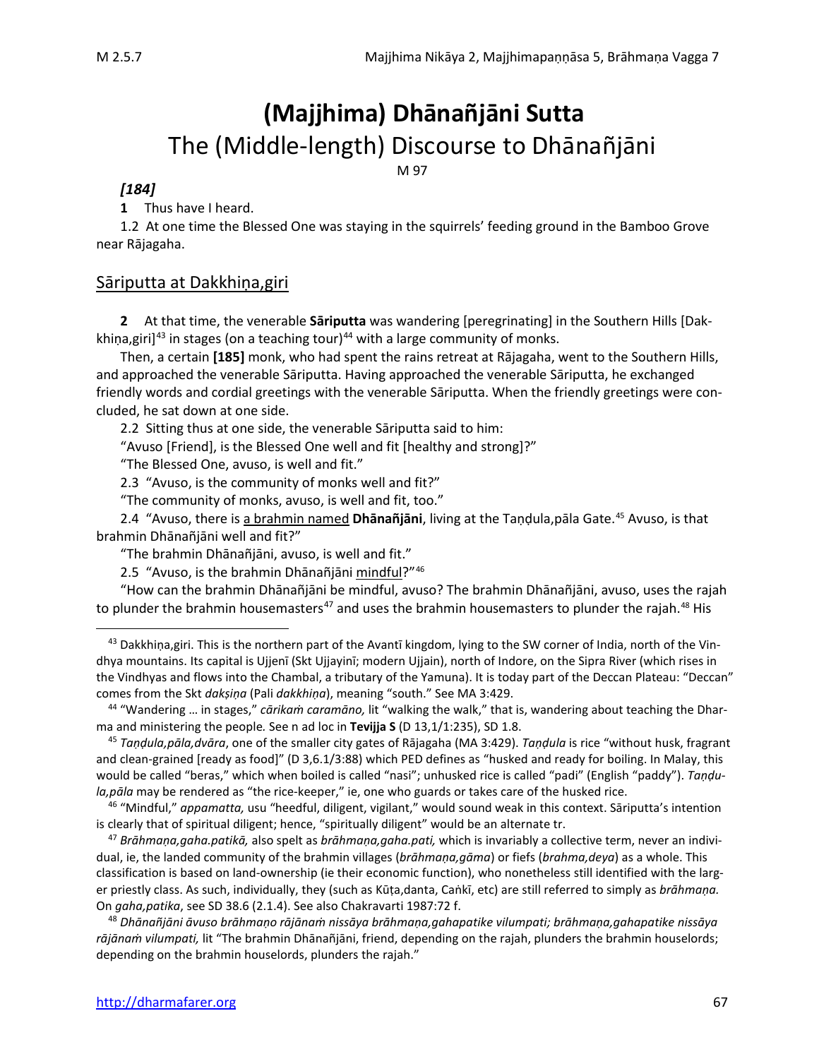# (Majjhima) Dhānañjāni Sutta

## The (Middle-length) Discourse to Dhānañjāni

M 97

***[184]***

**1** Thus have I heard.

1.2 At one time the Blessed One was staying in the squirrels' feeding ground in the Bamboo Grove near Rājagaha.

### Sāriputta at Dakkhiṇa,giri

**2** At that time, the venerable **Sāriputta** was wandering [peregrinating] in the Southern Hills [Dakkhiṇa,giri][43] in stages (on a teaching tour)[44] with a large community of monks.

Then, a certain **[185]** monk, who had spent the rains retreat at Rājagaha, went to the Southern Hills, and approached the venerable Sāriputta. Having approached the venerable Sāriputta, he exchanged friendly words and cordial greetings with the venerable Sāriputta. When the friendly greetings were concluded, he sat down at one side.

2.2 Sitting thus at one side, the venerable Sāriputta said to him:

"Avuso [Friend], is the Blessed One well and fit [healthy and strong]?"

"The Blessed One, avuso, is well and fit."

2.3 "Avuso, is the community of monks well and fit?"

"The community of monks, avuso, is well and fit, too."

2.4 "Avuso, there is a brahmin named **Dhānañjāni**, living at the Taṇḍula,pāla Gate.[45] Avuso, is that brahmin Dhānañjāni well and fit?"

"The brahmin Dhānañjāni, avuso, is well and fit."

2.5 "Avuso, is the brahmin Dhānañjāni mindful?"[46]

"How can the brahmin Dhānañjāni be mindful, avuso? The brahmin Dhānañjāni, avuso, uses the rajah to plunder the brahmin housemasters[47] and uses the brahmin housemasters to plunder the rajah.[48] His

---

[43] Dakkhiṇa,giri. This is the northern part of the Avantī kingdom, lying to the SW corner of India, north of the Vindhya mountains. Its capital is Ujjenī (Skt Ujjayinī; modern Ujjain), north of Indore, on the Sipra River (which rises in the Vindhyas and flows into the Chambal, a tributary of the Yamuna). It is today part of the Deccan Plateau: "Deccan" comes from the Skt *dakṣiṇa* (Pali *dakkhiṇa*), meaning "south." See MA 3:429.

[44] "Wandering … in stages," *cārikaṁ caramāno,* lit "walking the walk," that is, wandering about teaching the Dharma and ministering the people. See n ad loc in **Tevijja S** (D 13,1/1:235), SD 1.8.

[45] *Taṇḍula,pāla,dvāra*, one of the smaller city gates of Rājagaha (MA 3:429). *Taṇḍula* is rice "without husk, fragrant and clean-grained [ready as food]" (D 3,6.1/3:88) which PED defines as "husked and ready for boiling. In Malay, this would be called "beras," which when boiled is called "nasi"; unhusked rice is called "padi" (English "paddy"). *Taṇḍula,pāla* may be rendered as "the rice-keeper," ie, one who guards or takes care of the husked rice.

[46] "Mindful," *appamatta,* usu "heedful, diligent, vigilant," would sound weak in this context. Sāriputta's intention is clearly that of spiritual diligent; hence, "spiritually diligent" would be an alternate tr.

[47] *Brāhmaṇa,gaha.patikā,* also spelt as *brāhmaṇa,gaha.pati,* which is invariably a collective term, never an individual, ie, the landed community of the brahmin villages (*brāhmaṇa,gāma*) or fiefs (*brahma,deya*) as a whole. This classification is based on land-ownership (ie their economic function), who nonetheless still identified with the larger priestly class. As such, individually, they (such as Kūṭa,danta, Caṅkī, etc) are still referred to simply as *brāhmaṇa.* On *gaha,patika*, see SD 38.6 (2.1.4). See also Chakravarti 1987:72 f.

[48] *Dhānañjāni āvuso brāhmaṇo rājānaṁ nissāya brāhmaṇa,gahapatike vilumpati; brāhmaṇa,gahapatike nissāya rājānaṁ vilumpati,* lit "The brahmin Dhānañjāni, friend, depending on the rajah, plunders the brahmin houselords; depending on the brahmin houselords, plunders the rajah."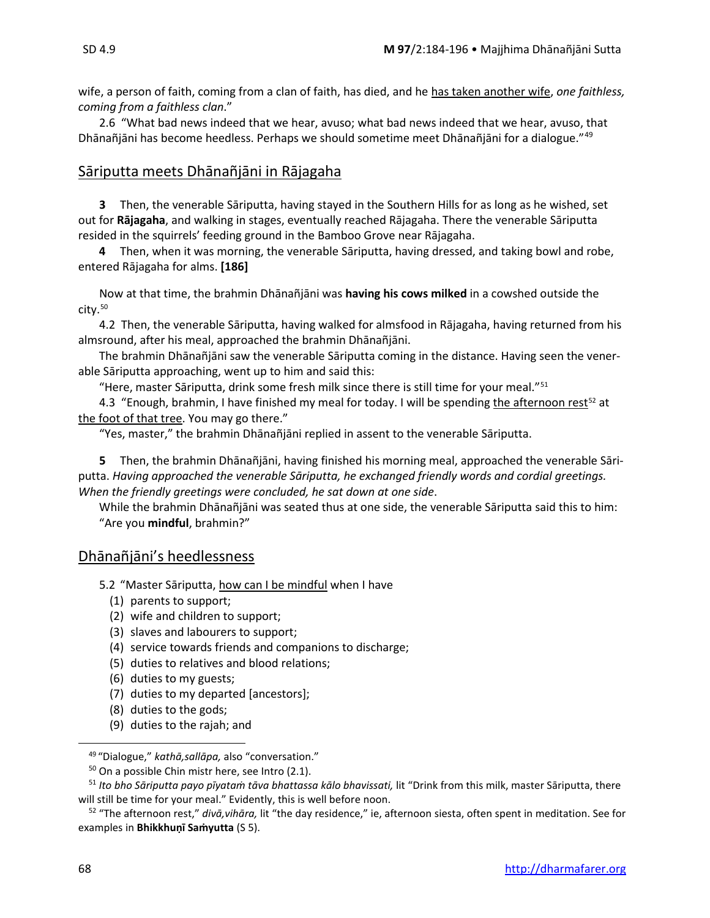wife, a person of faith, coming from a clan of faith, has died, and he has taken another wife, *one faithless, coming from a faithless clan*."

2.6 "What bad news indeed that we hear, avuso; what bad news indeed that we hear, avuso, that Dhānañjāni has become heedless. Perhaps we should sometime meet Dhānañjāni for a dialogue."[49]

## Sāriputta meets Dhānañjāni in Rājagaha

**3** Then, the venerable Sāriputta, having stayed in the Southern Hills for as long as he wished, set out for **Rājagaha**, and walking in stages, eventually reached Rājagaha. There the venerable Sāriputta resided in the squirrels' feeding ground in the Bamboo Grove near Rājagaha.

**4** Then, when it was morning, the venerable Sāriputta, having dressed, and taking bowl and robe, entered Rājagaha for alms. **[186]**

Now at that time, the brahmin Dhānañjāni was **having his cows milked** in a cowshed outside the city.[50]

4.2 Then, the venerable Sāriputta, having walked for almsfood in Rājagaha, having returned from his almsround, after his meal, approached the brahmin Dhānañjāni.

The brahmin Dhānañjāni saw the venerable Sāriputta coming in the distance. Having seen the venerable Sāriputta approaching, went up to him and said this:

"Here, master Sāriputta, drink some fresh milk since there is still time for your meal."[51]

4.3 "Enough, brahmin, I have finished my meal for today. I will be spending the afternoon rest[52] at the foot of that tree. You may go there."

"Yes, master," the brahmin Dhānañjāni replied in assent to the venerable Sāriputta.

**5** Then, the brahmin Dhānañjāni, having finished his morning meal, approached the venerable Sāriputta. *Having approached the venerable Sāriputta, he exchanged friendly words and cordial greetings. When the friendly greetings were concluded, he sat down at one side*.

While the brahmin Dhānañjāni was seated thus at one side, the venerable Sāriputta said this to him: "Are you **mindful**, brahmin?"

## Dhānañjāni's heedlessness

5.2 "Master Sāriputta, how can I be mindful when I have

(1) parents to support;
(2) wife and children to support;
(3) slaves and labourers to support;
(4) service towards friends and companions to discharge;
(5) duties to relatives and blood relations;
(6) duties to my guests;
(7) duties to my departed [ancestors];
(8) duties to the gods;
(9) duties to the rajah; and

---

[49] "Dialogue," *kathā,sallāpa,* also "conversation."

[50] On a possible Chin mistr here, see Intro (2.1).

[51] *Ito bho Sāriputta payo pīyataṁ tāva bhattassa kālo bhavissati,* lit "Drink from this milk, master Sāriputta, there will still be time for your meal." Evidently, this is well before noon.

[52] "The afternoon rest," *divā,vihāra,* lit "the day residence," ie, afternoon siesta, often spent in meditation. See for examples in **Bhikkhuṇī Saṁyutta** (S 5).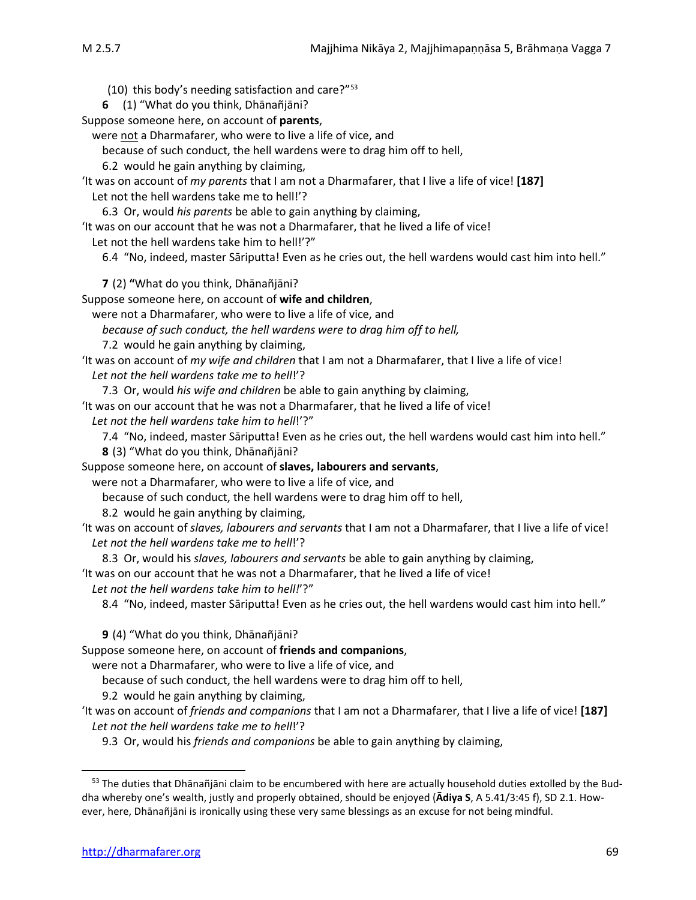(10) this body's needing satisfaction and care?"[53]

**6** (1) "What do you think, Dhānañjāni?

Suppose someone here, on account of **parents**,

were not a Dharmafarer, who were to live a life of vice, and

because of such conduct, the hell wardens were to drag him off to hell,

6.2 would he gain anything by claiming,

'It was on account of *my parents* that I am not a Dharmafarer, that I live a life of vice! **[187]**

Let not the hell wardens take me to hell!'?

6.3 Or, would *his parents* be able to gain anything by claiming,

'It was on our account that he was not a Dharmafarer, that he lived a life of vice!

Let not the hell wardens take him to hell!'?"

6.4 "No, indeed, master Sāriputta! Even as he cries out, the hell wardens would cast him into hell."

**7** (2) "What do you think, Dhānañjāni?

Suppose someone here, on account of **wife and children**,

were not a Dharmafarer, who were to live a life of vice, and

*because of such conduct, the hell wardens were to drag him off to hell,*

7.2 would he gain anything by claiming,

'It was on account of *my wife and children* that I am not a Dharmafarer, that I live a life of vice!

*Let not the hell wardens take me to hell*!'?

7.3 Or, would *his wife and children* be able to gain anything by claiming,

'It was on our account that he was not a Dharmafarer, that he lived a life of vice!

*Let not the hell wardens take him to hell*!'?"

7.4 "No, indeed, master Sāriputta! Even as he cries out, the hell wardens would cast him into hell."

**8** (3) "What do you think, Dhānañjāni?

Suppose someone here, on account of **slaves, labourers and servants**,

were not a Dharmafarer, who were to live a life of vice, and

because of such conduct, the hell wardens were to drag him off to hell,

8.2 would he gain anything by claiming,

'It was on account of *slaves, labourers and servants* that I am not a Dharmafarer, that I live a life of vice!

*Let not the hell wardens take me to hell*!'?

8.3 Or, would his *slaves, labourers and servants* be able to gain anything by claiming,

'It was on our account that he was not a Dharmafarer, that he lived a life of vice!

*Let not the hell wardens take him to hell!*'?"

8.4 "No, indeed, master Sāriputta! Even as he cries out, the hell wardens would cast him into hell."

**9** (4) "What do you think, Dhānañjāni?

Suppose someone here, on account of **friends and companions**,

were not a Dharmafarer, who were to live a life of vice, and

because of such conduct, the hell wardens were to drag him off to hell,

9.2 would he gain anything by claiming,

'It was on account of *friends and companions* that I am not a Dharmafarer, that I live a life of vice! **[187]**

*Let not the hell wardens take me to hell*!'?

9.3 Or, would his *friends and companions* be able to gain anything by claiming,

---

[53] The duties that Dhānañjāni claim to be encumbered with here are actually household duties extolled by the Buddha whereby one's wealth, justly and properly obtained, should be enjoyed (**Ādiya S**, A 5.41/3:45 f), SD 2.1. However, here, Dhānañjāni is ironically using these very same blessings as an excuse for not being mindful.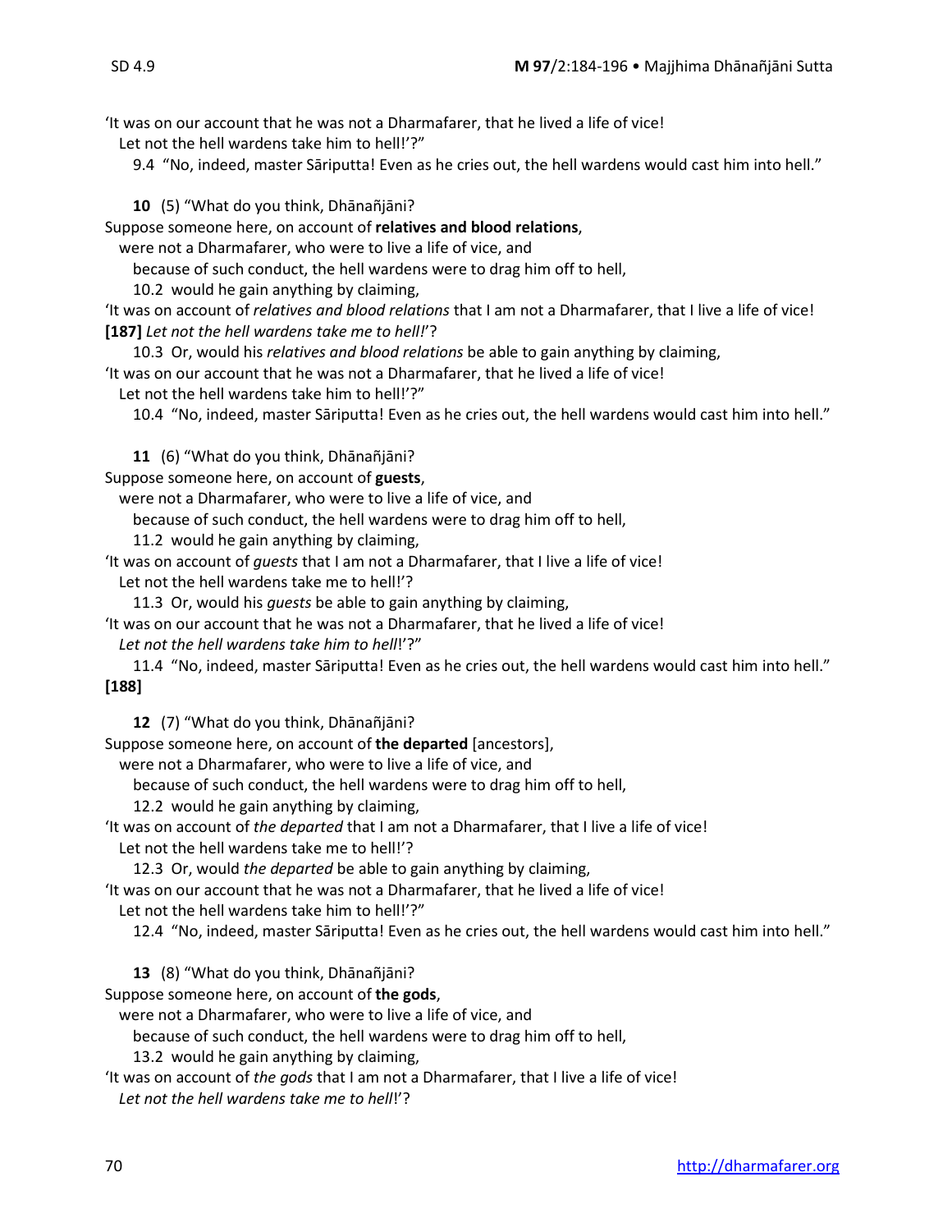'It was on our account that he was not a Dharmafarer, that he lived a life of vice!
Let not the hell wardens take him to hell!'?"

9.4 "No, indeed, master Sāriputta! Even as he cries out, the hell wardens would cast him into hell."

**10** (5) "What do you think, Dhānañjāni?
Suppose someone here, on account of **relatives and blood relations**,
were not a Dharmafarer, who were to live a life of vice, and
because of such conduct, the hell wardens were to drag him off to hell,
10.2 would he gain anything by claiming,
'It was on account of *relatives and blood relations* that I am not a Dharmafarer, that I live a life of vice!
**[187]** *Let not the hell wardens take me to hell!*'?
10.3 Or, would his *relatives and blood relations* be able to gain anything by claiming,
'It was on our account that he was not a Dharmafarer, that he lived a life of vice!
Let not the hell wardens take him to hell!'?"
10.4 "No, indeed, master Sāriputta! Even as he cries out, the hell wardens would cast him into hell."

**11** (6) "What do you think, Dhānañjāni?
Suppose someone here, on account of **guests**,
were not a Dharmafarer, who were to live a life of vice, and
because of such conduct, the hell wardens were to drag him off to hell,
11.2 would he gain anything by claiming,
'It was on account of *guests* that I am not a Dharmafarer, that I live a life of vice!
Let not the hell wardens take me to hell!'?
11.3 Or, would his *guests* be able to gain anything by claiming,
'It was on our account that he was not a Dharmafarer, that he lived a life of vice!
*Let not the hell wardens take him to hell*!'?"
11.4 "No, indeed, master Sāriputta! Even as he cries out, the hell wardens would cast him into hell."
**[188]**

**12** (7) "What do you think, Dhānañjāni?
Suppose someone here, on account of **the departed** [ancestors],
were not a Dharmafarer, who were to live a life of vice, and
because of such conduct, the hell wardens were to drag him off to hell,
12.2 would he gain anything by claiming,
'It was on account of *the departed* that I am not a Dharmafarer, that I live a life of vice!
Let not the hell wardens take me to hell!'?
12.3 Or, would *the departed* be able to gain anything by claiming,
'It was on our account that he was not a Dharmafarer, that he lived a life of vice!
Let not the hell wardens take him to hell!'?"
12.4 "No, indeed, master Sāriputta! Even as he cries out, the hell wardens would cast him into hell."

**13** (8) "What do you think, Dhānañjāni?
Suppose someone here, on account of **the gods**,
were not a Dharmafarer, who were to live a life of vice, and
because of such conduct, the hell wardens were to drag him off to hell,
13.2 would he gain anything by claiming,
'It was on account of *the gods* that I am not a Dharmafarer, that I live a life of vice!
*Let not the hell wardens take me to hell*!'?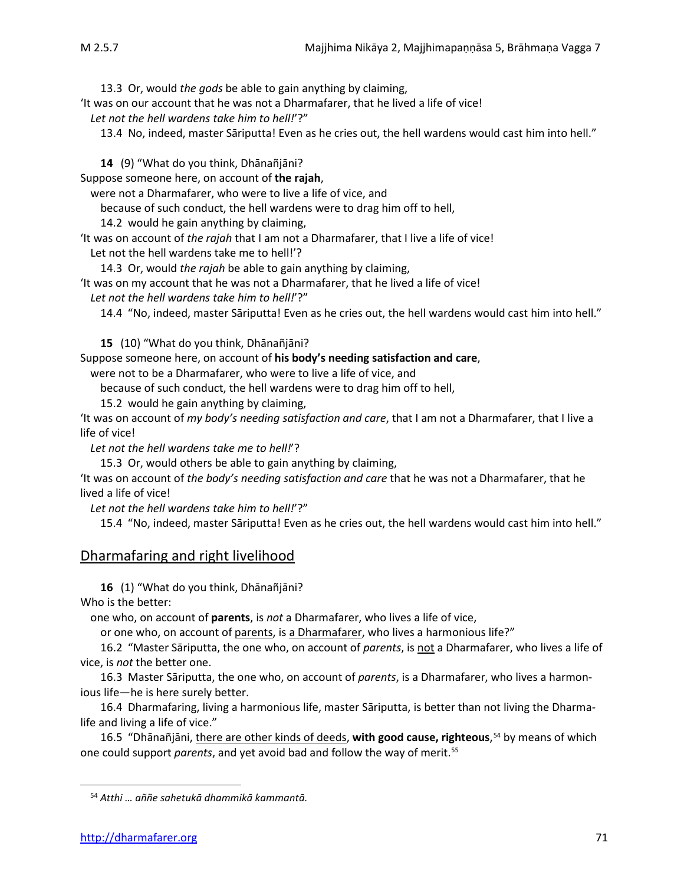13.3 Or, would *the gods* be able to gain anything by claiming,

'It was on our account that he was not a Dharmafarer, that he lived a life of vice!

*Let not the hell wardens take him to hell!*'?"

13.4 No, indeed, master Sāriputta! Even as he cries out, the hell wardens would cast him into hell."

**14** (9) "What do you think, Dhānañjāni?

Suppose someone here, on account of **the rajah**,

were not a Dharmafarer, who were to live a life of vice, and

because of such conduct, the hell wardens were to drag him off to hell,

14.2 would he gain anything by claiming,

'It was on account of *the rajah* that I am not a Dharmafarer, that I live a life of vice!

Let not the hell wardens take me to hell!'?

14.3 Or, would *the rajah* be able to gain anything by claiming,

'It was on my account that he was not a Dharmafarer, that he lived a life of vice!

*Let not the hell wardens take him to hell!*'?"

14.4 "No, indeed, master Sāriputta! Even as he cries out, the hell wardens would cast him into hell."

**15** (10) "What do you think, Dhānañjāni?

Suppose someone here, on account of **his body's needing satisfaction and care**,

were not to be a Dharmafarer, who were to live a life of vice, and

because of such conduct, the hell wardens were to drag him off to hell,

15.2 would he gain anything by claiming,

'It was on account of *my body's needing satisfaction and care*, that I am not a Dharmafarer, that I live a life of vice!

*Let not the hell wardens take me to hell!*'?

15.3 Or, would others be able to gain anything by claiming,

'It was on account of *the body's needing satisfaction and care* that he was not a Dharmafarer, that he lived a life of vice!

*Let not the hell wardens take him to hell!*'?"

15.4 "No, indeed, master Sāriputta! Even as he cries out, the hell wardens would cast him into hell."

## Dharmafaring and right livelihood

**16** (1) "What do you think, Dhānañjāni?

Who is the better:

one who, on account of **parents**, is *not* a Dharmafarer, who lives a life of vice,

or one who, on account of parents, is a Dharmafarer, who lives a harmonious life?"

16.2 "Master Sāriputta, the one who, on account of *parents*, is not a Dharmafarer, who lives a life of vice, is *not* the better one.

16.3 Master Sāriputta, the one who, on account of *parents*, is a Dharmafarer, who lives a harmonious life—he is here surely better.

16.4 Dharmafaring, living a harmonious life, master Sāriputta, is better than not living the Dharma-life and living a life of vice."

16.5 "Dhānañjāni, there are other kinds of deeds, **with good cause, righteous**,[54] by means of which one could support *parents*, and yet avoid bad and follow the way of merit.[55]

---

[54] *Atthi … aññe sahetukā dhammikā kammantā.*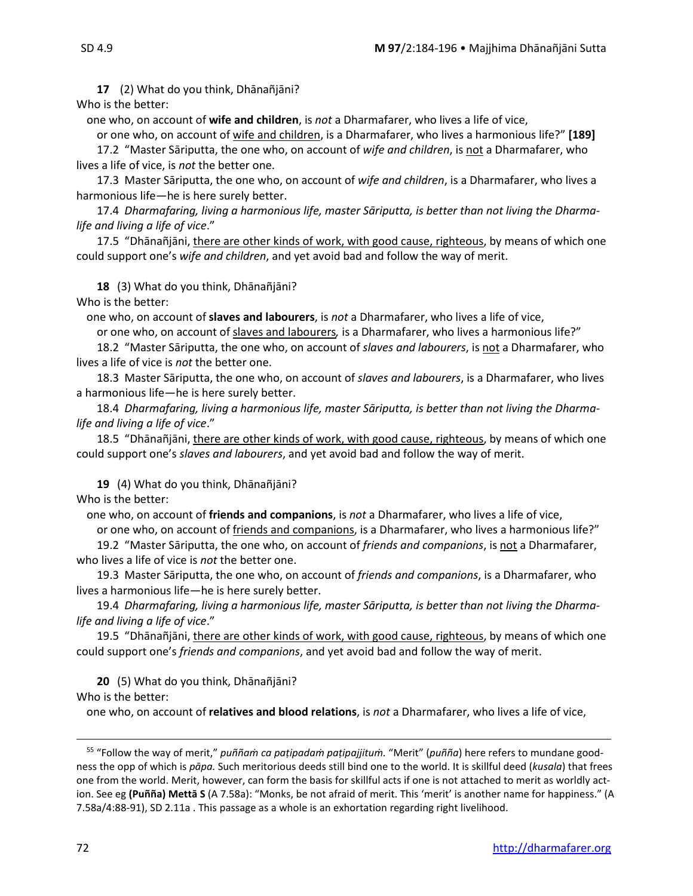**17** (2) What do you think, Dhānañjāni?

Who is the better:

one who, on account of **wife and children**, is *not* a Dharmafarer, who lives a life of vice,

or one who, on account of wife and children, is a Dharmafarer, who lives a harmonious life?" **[189]**

17.2 "Master Sāriputta, the one who, on account of *wife and children*, is not a Dharmafarer, who lives a life of vice, is *not* the better one.

17.3 Master Sāriputta, the one who, on account of *wife and children*, is a Dharmafarer, who lives a harmonious life—he is here surely better.

17.4 *Dharmafaring, living a harmonious life, master Sāriputta, is better than not living the Dharma-life and living a life of vice*."

17.5 "Dhānañjāni, there are other kinds of work, with good cause, righteous, by means of which one could support one's *wife and children*, and yet avoid bad and follow the way of merit.

**18** (3) What do you think, Dhānañjāni?

Who is the better:

one who, on account of **slaves and labourers**, is *not* a Dharmafarer, who lives a life of vice,

or one who, on account of slaves and labourers, is a Dharmafarer, who lives a harmonious life?"

18.2 "Master Sāriputta, the one who, on account of *slaves and labourers*, is not a Dharmafarer, who lives a life of vice is *not* the better one.

18.3 Master Sāriputta, the one who, on account of *slaves and labourers*, is a Dharmafarer, who lives a harmonious life—he is here surely better.

18.4 *Dharmafaring, living a harmonious life, master Sāriputta, is better than not living the Dharma-life and living a life of vice*."

18.5 "Dhānañjāni, there are other kinds of work, with good cause, righteous, by means of which one could support one's *slaves and labourers*, and yet avoid bad and follow the way of merit.

**19** (4) What do you think, Dhānañjāni?

Who is the better:

one who, on account of **friends and companions**, is *not* a Dharmafarer, who lives a life of vice,

or one who, on account of friends and companions, is a Dharmafarer, who lives a harmonious life?"

19.2 "Master Sāriputta, the one who, on account of *friends and companions*, is not a Dharmafarer, who lives a life of vice is *not* the better one.

19.3 Master Sāriputta, the one who, on account of *friends and companions*, is a Dharmafarer, who lives a harmonious life—he is here surely better.

19.4 *Dharmafaring, living a harmonious life, master Sāriputta, is better than not living the Dharma-life and living a life of vice*."

19.5 "Dhānañjāni, there are other kinds of work, with good cause, righteous, by means of which one could support one's *friends and companions*, and yet avoid bad and follow the way of merit.

**20** (5) What do you think, Dhānañjāni?

Who is the better:

one who, on account of **relatives and blood relations**, is *not* a Dharmafarer, who lives a life of vice,

---

[55] "Follow the way of merit," *puññaṁ ca paṭipadaṁ paṭipajjituṁ.* "Merit" (*puñña*) here refers to mundane goodness the opp of which is *pāpa.* Such meritorious deeds still bind one to the world. It is skillful deed (*kusala*) that frees one from the world. Merit, however, can form the basis for skillful acts if one is not attached to merit as worldly action. See eg **(Puñña) Mettā S** (A 7.58a): "Monks, be not afraid of merit. This 'merit' is another name for happiness." (A 7.58a/4:88-91), SD 2.11a . This passage as a whole is an exhortation regarding right livelihood.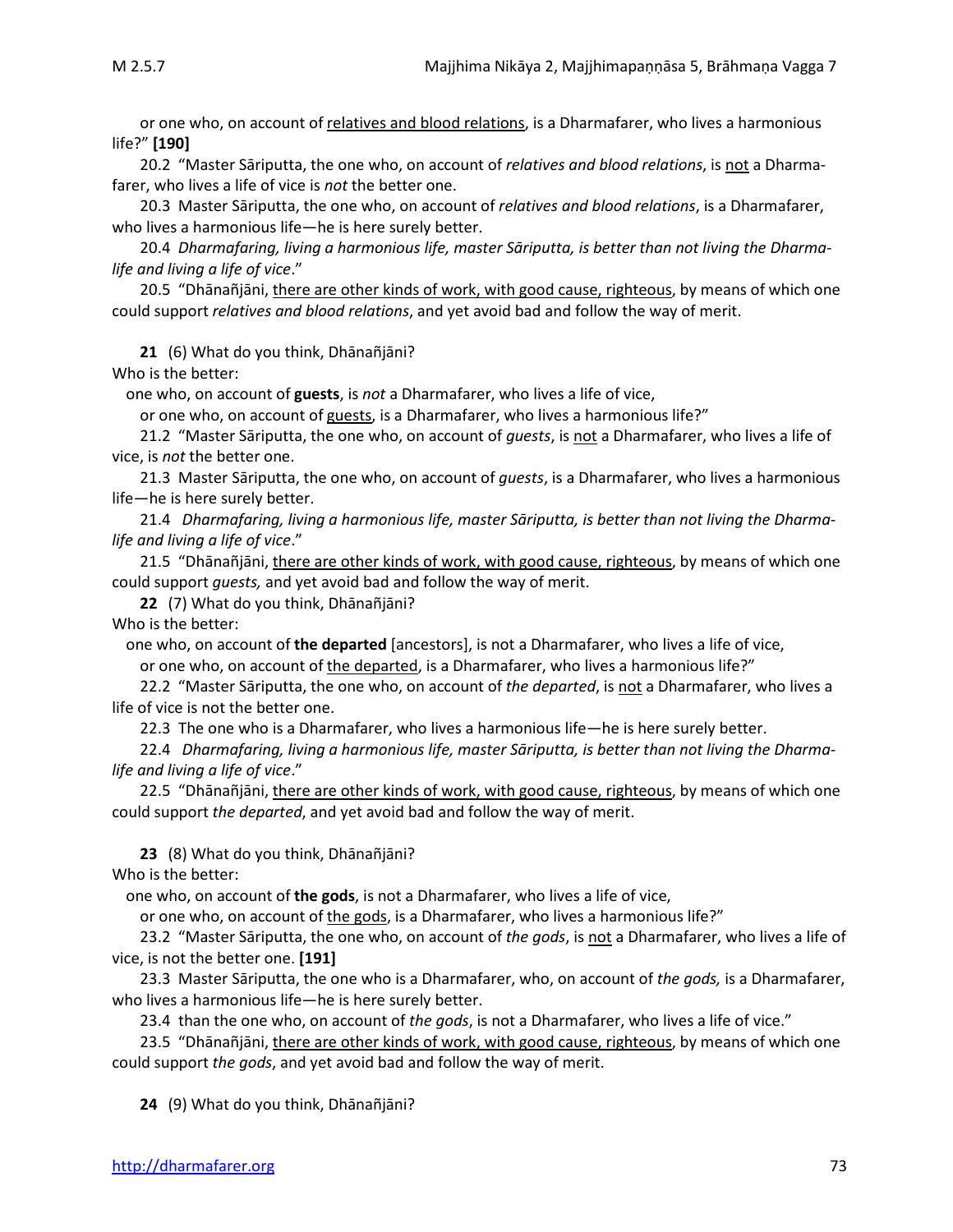or one who, on account of relatives and blood relations, is a Dharmafarer, who lives a harmonious life?" **[190]**

20.2 "Master Sāriputta, the one who, on account of *relatives and blood relations*, is not a Dharmafarer, who lives a life of vice is *not* the better one.

20.3 Master Sāriputta, the one who, on account of *relatives and blood relations*, is a Dharmafarer, who lives a harmonious life—he is here surely better.

20.4 *Dharmafaring, living a harmonious life, master Sāriputta, is better than not living the Dharma-life and living a life of vice*."

20.5 "Dhānañjāni, there are other kinds of work, with good cause, righteous, by means of which one could support *relatives and blood relations*, and yet avoid bad and follow the way of merit.

**21** (6) What do you think, Dhānañjāni?
Who is the better:
one who, on account of **guests**, is *not* a Dharmafarer, who lives a life of vice,
or one who, on account of guests, is a Dharmafarer, who lives a harmonious life?"

21.2 "Master Sāriputta, the one who, on account of *guests*, is not a Dharmafarer, who lives a life of vice, is *not* the better one.

21.3 Master Sāriputta, the one who, on account of *guests*, is a Dharmafarer, who lives a harmonious life—he is here surely better.

21.4 *Dharmafaring, living a harmonious life, master Sāriputta, is better than not living the Dharma-life and living a life of vice*."

21.5 "Dhānañjāni, there are other kinds of work, with good cause, righteous, by means of which one could support *guests,* and yet avoid bad and follow the way of merit.

**22** (7) What do you think, Dhānañjāni?
Who is the better:
one who, on account of **the departed** [ancestors], is not a Dharmafarer, who lives a life of vice,
or one who, on account of the departed, is a Dharmafarer, who lives a harmonious life?"

22.2 "Master Sāriputta, the one who, on account of *the departed*, is not a Dharmafarer, who lives a life of vice is not the better one.

22.3 The one who is a Dharmafarer, who lives a harmonious life—he is here surely better.

22.4 *Dharmafaring, living a harmonious life, master Sāriputta, is better than not living the Dharma-life and living a life of vice*."

22.5 "Dhānañjāni, there are other kinds of work, with good cause, righteous, by means of which one could support *the departed*, and yet avoid bad and follow the way of merit.

**23** (8) What do you think, Dhānañjāni?
Who is the better:
one who, on account of **the gods**, is not a Dharmafarer, who lives a life of vice,
or one who, on account of the gods, is a Dharmafarer, who lives a harmonious life?"

23.2 "Master Sāriputta, the one who, on account of *the gods*, is not a Dharmafarer, who lives a life of vice, is not the better one. **[191]**

23.3 Master Sāriputta, the one who is a Dharmafarer, who, on account of *the gods,* is a Dharmafarer, who lives a harmonious life—he is here surely better.

23.4 than the one who, on account of *the gods*, is not a Dharmafarer, who lives a life of vice."

23.5 "Dhānañjāni, there are other kinds of work, with good cause, righteous, by means of which one could support *the gods*, and yet avoid bad and follow the way of merit.

**24** (9) What do you think, Dhānañjāni?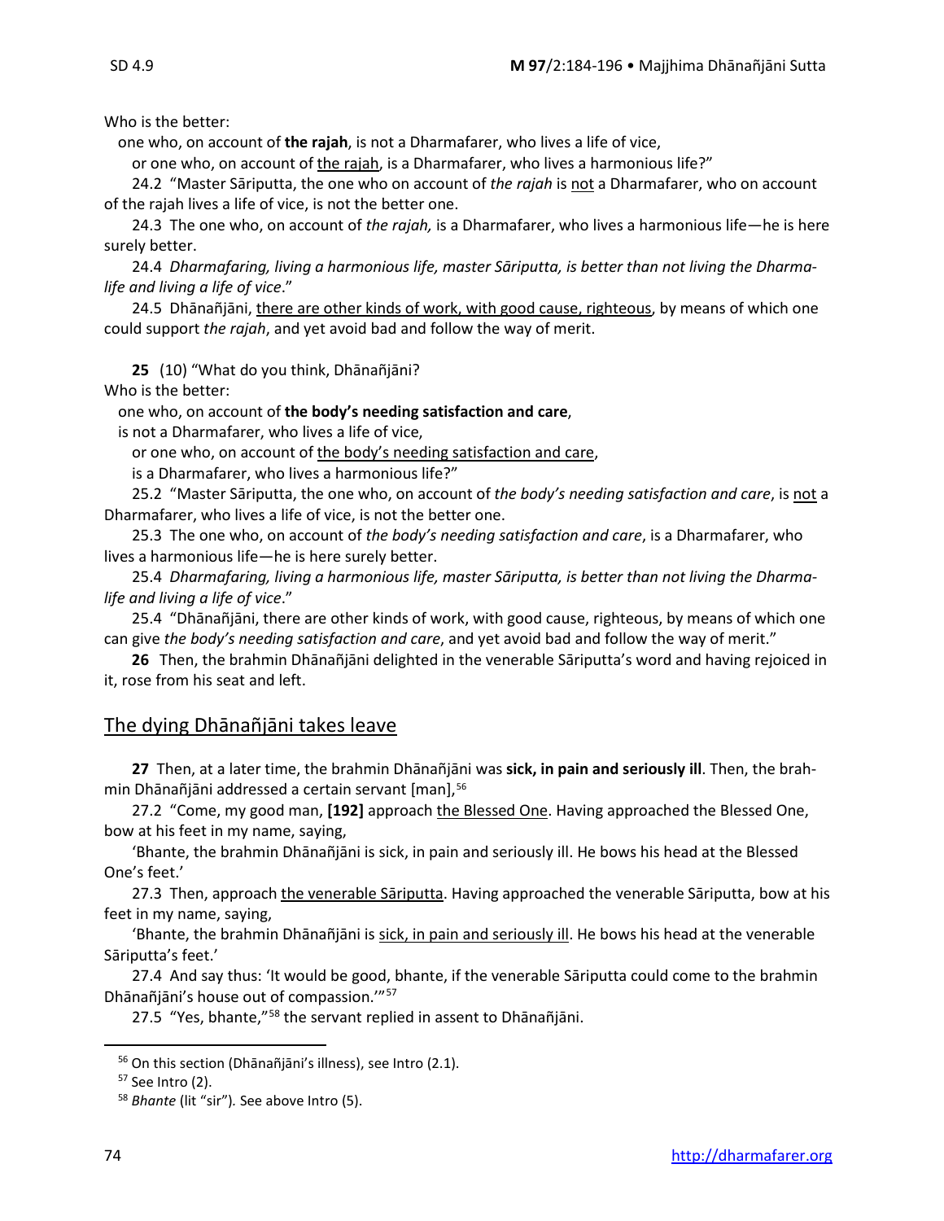Who is the better:

one who, on account of **the rajah**, is not a Dharmafarer, who lives a life of vice,

or one who, on account of <u>the rajah</u>, is a Dharmafarer, who lives a harmonious life?"

24.2 "Master Sāriputta, the one who on account of *the rajah* is <u>not</u> a Dharmafarer, who on account of the rajah lives a life of vice, is not the better one.

24.3 The one who, on account of *the rajah,* is a Dharmafarer, who lives a harmonious life—he is here surely better.

24.4 *Dharmafaring, living a harmonious life, master Sāriputta, is better than not living the Dharma-life and living a life of vice*."

24.5 Dhānañjāni, <u>there are other kinds of work, with good cause, righteous</u>, by means of which one could support *the rajah*, and yet avoid bad and follow the way of merit.

**25** (10) "What do you think, Dhānañjāni?

Who is the better:

one who, on account of **the body's needing satisfaction and care**,

is not a Dharmafarer, who lives a life of vice,

or one who, on account of <u>the body's needing satisfaction and care</u>,

is a Dharmafarer, who lives a harmonious life?"

25.2 "Master Sāriputta, the one who, on account of *the body's needing satisfaction and care*, is <u>not</u> a Dharmafarer, who lives a life of vice, is not the better one.

25.3 The one who, on account of *the body's needing satisfaction and care*, is a Dharmafarer, who lives a harmonious life—he is here surely better.

25.4 *Dharmafaring, living a harmonious life, master Sāriputta, is better than not living the Dharma-life and living a life of vice*."

25.4 "Dhānañjāni, there are other kinds of work, with good cause, righteous, by means of which one can give *the body's needing satisfaction and care*, and yet avoid bad and follow the way of merit."

**26** Then, the brahmin Dhānañjāni delighted in the venerable Sāriputta's word and having rejoiced in it, rose from his seat and left.

## The dying Dhānañjāni takes leave

**27** Then, at a later time, the brahmin Dhānañjāni was **sick, in pain and seriously ill**. Then, the brahmin Dhānañjāni addressed a certain servant [man],[56]

27.2 "Come, my good man, **[192]** approach <u>the Blessed One</u>. Having approached the Blessed One, bow at his feet in my name, saying,

'Bhante, the brahmin Dhānañjāni is sick, in pain and seriously ill. He bows his head at the Blessed One's feet.'

27.3 Then, approach <u>the venerable Sāriputta</u>. Having approached the venerable Sāriputta, bow at his feet in my name, saying,

'Bhante, the brahmin Dhānañjāni is <u>sick, in pain and seriously ill</u>. He bows his head at the venerable Sāriputta's feet.'

27.4 And say thus: 'It would be good, bhante, if the venerable Sāriputta could come to the brahmin Dhānañjāni's house out of compassion.'"[57]

27.5 "Yes, bhante,"[58] the servant replied in assent to Dhānañjāni.

---

[56] On this section (Dhānañjāni's illness), see Intro (2.1).

[57] See Intro (2).

[58] *Bhante* (lit "sir"). See above Intro (5).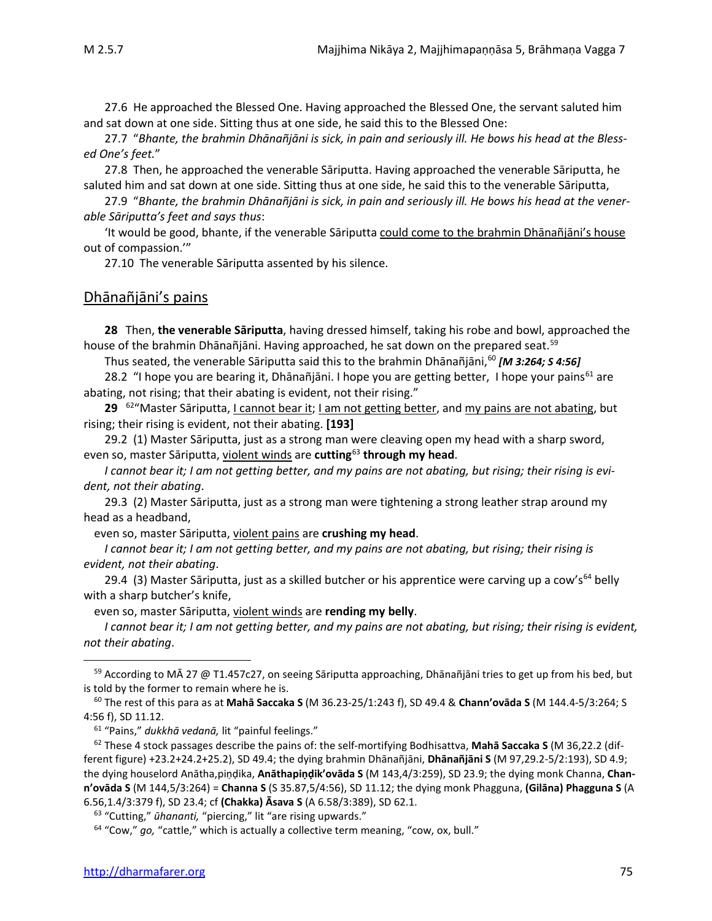27.6 He approached the Blessed One. Having approached the Blessed One, the servant saluted him and sat down at one side. Sitting thus at one side, he said this to the Blessed One:

27.7 "*Bhante, the brahmin Dhānañjāni is sick, in pain and seriously ill. He bows his head at the Blessed One's feet.*"

27.8 Then, he approached the venerable Sāriputta. Having approached the venerable Sāriputta, he saluted him and sat down at one side. Sitting thus at one side, he said this to the venerable Sāriputta,

27.9 "*Bhante, the brahmin Dhānañjāni is sick, in pain and seriously ill. He bows his head at the venerable Sāriputta's feet and says thus*:

'It would be good, bhante, if the venerable Sāriputta could come to the brahmin Dhānañjāni's house out of compassion.'"

27.10 The venerable Sāriputta assented by his silence.

## Dhānañjāni's pains

**28** Then, **the venerable Sāriputta**, having dressed himself, taking his robe and bowl, approached the house of the brahmin Dhānañjāni. Having approached, he sat down on the prepared seat.[59]

Thus seated, the venerable Sāriputta said this to the brahmin Dhānañjāni,[60] ***[M 3:264; S 4:56]***

28.2 "I hope you are bearing it, Dhānañjāni. I hope you are getting better, I hope your pains[61] are abating, not rising; that their abating is evident, not their rising."

**29** [62]"Master Sāriputta, I cannot bear it; I am not getting better, and my pains are not abating, but rising; their rising is evident, not their abating. **[193]**

29.2 (1) Master Sāriputta, just as a strong man were cleaving open my head with a sharp sword, even so, master Sāriputta, violent winds are **cutting**[63] **through my head**.

*I cannot bear it; I am not getting better, and my pains are not abating, but rising; their rising is evident, not their abating*.

29.3 (2) Master Sāriputta, just as a strong man were tightening a strong leather strap around my head as a headband,

even so, master Sāriputta, violent pains are **crushing my head**.

*I cannot bear it; I am not getting better, and my pains are not abating, but rising; their rising is evident, not their abating*.

29.4 (3) Master Sāriputta, just as a skilled butcher or his apprentice were carving up a cow's[64] belly with a sharp butcher's knife,

even so, master Sāriputta, violent winds are **rending my belly**.

*I cannot bear it; I am not getting better, and my pains are not abating, but rising; their rising is evident, not their abating*.

---

[59] According to MĀ 27 @ T1.457c27, on seeing Sāriputta approaching, Dhānañjāni tries to get up from his bed, but is told by the former to remain where he is.

[60] The rest of this para as at **Mahā Saccaka S** (M 36.23-25/1:243 f), SD 49.4 & **Chann'ovāda S** (M 144.4-5/3:264; S 4:56 f), SD 11.12.

[61] "Pains," *dukkhā vedanā,* lit "painful feelings."

[62] These 4 stock passages describe the pains of: the self-mortifying Bodhisattva, **Mahā Saccaka S** (M 36,22.2 (different figure) +23.2+24.2+25.2), SD 49.4; the dying brahmin Dhānañjāni, **Dhānañjāni S** (M 97,29.2-5/2:193), SD 4.9; the dying houselord Anātha,piṇḍika, **Anāthapiṇḍik'ovāda S** (M 143,4/3:259), SD 23.9; the dying monk Channa, **Chann'ovāda S** (M 144,5/3:264) = **Channa S** (S 35.87,5/4:56), SD 11.12; the dying monk Phagguna, **(Gilāna) Phagguna S** (A 6.56,1.4/3:379 f), SD 23.4; cf **(Chakka) Āsava S** (A 6.58/3:389), SD 62.1.

[63] "Cutting," *ūhananti,* "piercing," lit "are rising upwards."

[64] "Cow," *go,* "cattle," which is actually a collective term meaning, "cow, ox, bull."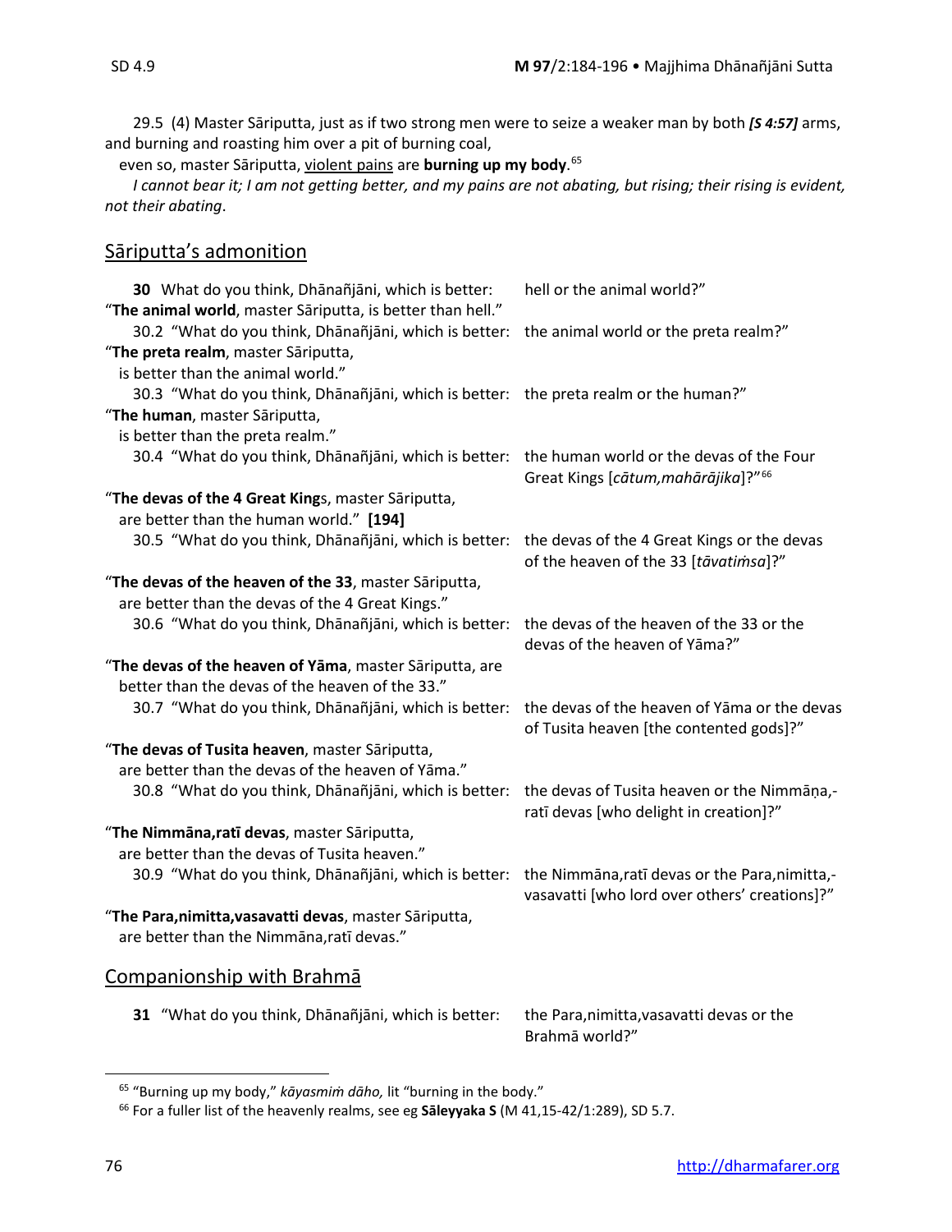29.5 (4) Master Sāriputta, just as if two strong men were to seize a weaker man by both ***[S 4:57]*** arms, and burning and roasting him over a pit of burning coal,

even so, master Sāriputta, violent pains are **burning up my body**.[65]

*I cannot bear it; I am not getting better, and my pains are not abating, but rising; their rising is evident, not their abating*.

## Sāriputta's admonition

**30** What do you think, Dhānañjāni, which is better: hell or the animal world?"

"**The animal world**, master Sāriputta, is better than hell."

30.2 "What do you think, Dhānañjāni, which is better: the animal world or the preta realm?"

"**The preta realm**, master Sāriputta, is better than the animal world."

30.3 "What do you think, Dhānañjāni, which is better: the preta realm or the human?"

"**The human**, master Sāriputta, is better than the preta realm."

30.4 "What do you think, Dhānañjāni, which is better: the human world or the devas of the Four Great Kings [*cātum,mahārājika*]?"[66]

"**The devas of the 4 Great King**s, master Sāriputta, are better than the human world." **[194]**

30.5 "What do you think, Dhānañjāni, which is better: the devas of the 4 Great Kings or the devas of the heaven of the 33 [*tāvatiṁsa*]?"

"**The devas of the heaven of the 33**, master Sāriputta, are better than the devas of the 4 Great Kings."

30.6 "What do you think, Dhānañjāni, which is better: the devas of the heaven of the 33 or the devas of the heaven of Yāma?"

"**The devas of the heaven of Yāma**, master Sāriputta, are better than the devas of the heaven of the 33."

30.7 "What do you think, Dhānañjāni, which is better: the devas of the heaven of Yāma or the devas of Tusita heaven [the contented gods]?"

"**The devas of Tusita heaven**, master Sāriputta, are better than the devas of the heaven of Yāma."

30.8 "What do you think, Dhānañjāni, which is better: the devas of Tusita heaven or the Nimmāṇa,-ratī devas [who delight in creation]?"

"**The Nimmāna,ratī devas**, master Sāriputta, are better than the devas of Tusita heaven."

30.9 "What do you think, Dhānañjāni, which is better: the Nimmāna,ratī devas or the Para,nimitta,-vasavatti [who lord over others' creations]?"

"**The Para,nimitta,vasavatti devas**, master Sāriputta, are better than the Nimmāna,ratī devas."

## Companionship with Brahmā

**31** "What do you think, Dhānañjāni, which is better: the Para,nimitta,vasavatti devas or the Brahmā world?"

---

[65] "Burning up my body," *kāyasmiṁ dāho,* lit "burning in the body."

[66] For a fuller list of the heavenly realms, see eg **Sāleyyaka S** (M 41,15-42/1:289), SD 5.7.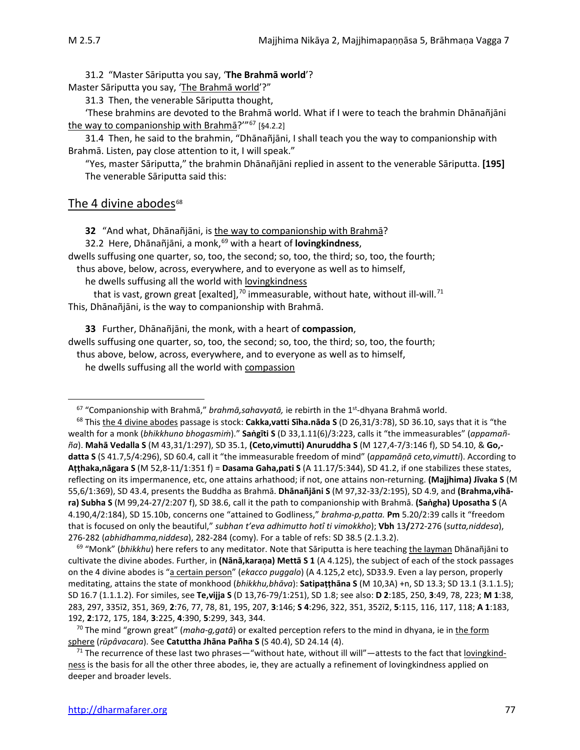31.2 "Master Sāriputta you say, '**The Brahmā world**'?
Master Sāriputta you say, 'The Brahmā world'?"

31.3 Then, the venerable Sāriputta thought,

'These brahmins are devoted to the Brahmā world. What if I were to teach the brahmin Dhānañjāni the way to companionship with Brahmā?'"[67] [§4.2.2]

31.4 Then, he said to the brahmin, "Dhānañjāni, I shall teach you the way to companionship with Brahmā. Listen, pay close attention to it, I will speak."

"Yes, master Sāriputta," the brahmin Dhānañjāni replied in assent to the venerable Sāriputta. **[195]**
The venerable Sāriputta said this:

## The 4 divine abodes[68]

**32** "And what, Dhānañjāni, is the way to companionship with Brahmā?

32.2 Here, Dhānañjāni, a monk,[69] with a heart of **lovingkindness**,
dwells suffusing one quarter, so, too, the second; so, too, the third; so, too, the fourth;
thus above, below, across, everywhere, and to everyone as well as to himself,
he dwells suffusing all the world with lovingkindness
that is vast, grown great [exalted],[70] immeasurable, without hate, without ill-will.[71]
This, Dhānañjāni, is the way to companionship with Brahmā.

**33** Further, Dhānañjāni, the monk, with a heart of **compassion**,
dwells suffusing one quarter, so, too, the second; so, too, the third; so, too, the fourth;
thus above, below, across, everywhere, and to everyone as well as to himself,
he dwells suffusing all the world with compassion

---

[67] "Companionship with Brahmā," *brahmā,sahavyatā,* ie rebirth in the 1st-dhyana Brahmā world.

[68] This the 4 divine abodes passage is stock: **Cakka,vatti Sīha.nāda S** (D 26,31/3:78), SD 36.10, says that it is "the wealth for a monk (*bhikkhuno bhogasmiṁ*)." **Saṅgīti S** (D 33,1.11(6)/3:223, calls it "the immeasurables" (*appamañña*). **Mahā Vedalla S** (M 43,31/1:297), SD 35.1, **(Ceto,vimutti) Anuruddha S** (M 127,4-7/3:146 f), SD 54.10, & **Go,-datta S** (S 41.7,5/4:296), SD 60.4, call it "the immeasurable freedom of mind" (*appamāṇā ceto,vimutti*). According to **Aṭṭhaka,nāgara S** (M 52,8-11/1:351 f) = **Dasama Gaha,pati S** (A 11.17/5:344), SD 41.2, if one stabilizes these states, reflecting on its impermanence, etc, one attains arhathood; if not, one attains non-returning. **(Majjhima) Jīvaka S** (M 55,6/1:369), SD 43.4, presents the Buddha as Brahmā. **Dhānañjāni S** (M 97,32-33/2:195), SD 4.9, and **(Brahma,vihāra) Subha S** (M 99,24-27/2:207 f), SD 38.6, call it the path to companionship with Brahmā. **(Saṅgha) Uposatha S** (A 4.190,4/2:184), SD 15.10b, concerns one "attained to Godliness," *brahma-p,patta.* **Pm** 5.20/2:39 calls it "freedom that is focused on only the beautiful," *subhan t'eva adhimutto hotî ti vimokkho*); **Vbh** 13/272-276 (*sutta,niddesa*), 276-282 (*abhidhamma,niddesa*), 282-284 (comy). For a table of refs: SD 38.5 (2.1.3.2).

[69] "Monk" (*bhikkhu*) here refers to any meditator. Note that Sāriputta is here teaching the layman Dhānañjāni to cultivate the divine abodes. Further, in **(Nānā,karaṇa) Mettā S 1** (A 4.125), the subject of each of the stock passages on the 4 divine abodes is "a certain person" (*ekacco puggalo*) (A 4.125,2 etc), SD33.9. Even a lay person, properly meditating, attains the state of monkhood (*bhikkhu,bhāva*): **Satipaṭṭhāna S** (M 10,3A) +n, SD 13.3; SD 13.1 (3.1.1.5); SD 16.7 (1.1.1.2). For similes, see **Te,vijja S** (D 13,76-79/1:251), SD 1.8; see also: **D 2**:185, 250, **3**:49, 78, 223; **M 1**:38, 283, 297, 335î2, 351, 369, **2**:76, 77, 78, 81, 195, 207, **3**:146; **S 4**:296, 322, 351, 352î2, **5**:115, 116, 117, 118; **A 1**:183, 192, **2**:172, 175, 184, **3**:225, **4**:390, **5**:299, 343, 344.

[70] The mind "grown great" (*maha-g,gatā*) or exalted perception refers to the mind in dhyana, ie in the form sphere (*rūpâvacara*). See **Catuttha Jhāna Pañha S** (S 40.4), SD 24.14 (4).

[71] The recurrence of these last two phrases—"without hate, without ill will"—attests to the fact that lovingkindness is the basis for all the other three abodes, ie, they are actually a refinement of lovingkindness applied on deeper and broader levels.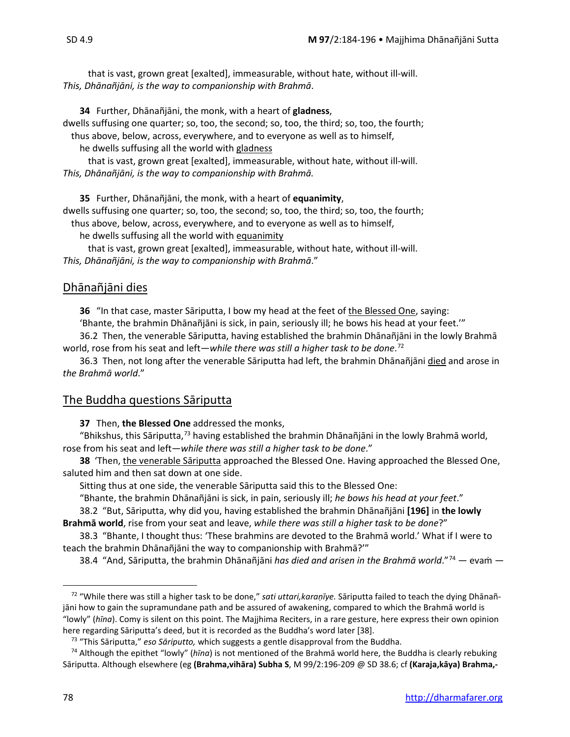that is vast, grown great [exalted], immeasurable, without hate, without ill-will.
*This, Dhānañjāni, is the way to companionship with Brahmā*.

**34** Further, Dhānañjāni, the monk, with a heart of **gladness**,
dwells suffusing one quarter; so, too, the second; so, too, the third; so, too, the fourth;
thus above, below, across, everywhere, and to everyone as well as to himself,
he dwells suffusing all the world with gladness
that is vast, grown great [exalted], immeasurable, without hate, without ill-will.
*This, Dhānañjāni, is the way to companionship with Brahmā.*

**35** Further, Dhānañjāni, the monk, with a heart of **equanimity**,
dwells suffusing one quarter; so, too, the second; so, too, the third; so, too, the fourth;
thus above, below, across, everywhere, and to everyone as well as to himself,
he dwells suffusing all the world with equanimity
that is vast, grown great [exalted], immeasurable, without hate, without ill-will.
*This, Dhānañjāni, is the way to companionship with Brahmā*."

## Dhānañjāni dies

**36** "In that case, master Sāriputta, I bow my head at the feet of the Blessed One, saying:
'Bhante, the brahmin Dhānañjāni is sick, in pain, seriously ill; he bows his head at your feet.'"

36.2 Then, the venerable Sāriputta, having established the brahmin Dhānañjāni in the lowly Brahmā world, rose from his seat and left—*while there was still a higher task to be done*.[72]

36.3 Then, not long after the venerable Sāriputta had left, the brahmin Dhānañjāni died and arose in *the Brahmā world*."

## The Buddha questions Sāriputta

**37** Then, **the Blessed One** addressed the monks,
"Bhikshus, this Sāriputta,[73] having established the brahmin Dhānañjāni in the lowly Brahmā world, rose from his seat and left—*while there was still a higher task to be done*."

**38** 'Then, the venerable Sāriputta approached the Blessed One. Having approached the Blessed One, saluted him and then sat down at one side.

Sitting thus at one side, the venerable Sāriputta said this to the Blessed One:
"Bhante, the brahmin Dhānañjāni is sick, in pain, seriously ill; *he bows his head at your feet*."

38.2 "But, Sāriputta, why did you, having established the brahmin Dhānañjāni **[196]** in **the lowly Brahmā world**, rise from your seat and leave, *while there was still a higher task to be done*?"

38.3 "Bhante, I thought thus: 'These brahmins are devoted to the Brahmā world.' What if I were to teach the brahmin Dhānañjāni the way to companionship with Brahmā?'"

38.4 "And, Sāriputta, the brahmin Dhānañjāni *has died and arisen in the Brahmā world*."[74] — evaṁ —

---

[72] "While there was still a higher task to be done," *sati uttari,karaṇīye*. Sāriputta failed to teach the dying Dhānañjāni how to gain the supramundane path and be assured of awakening, compared to which the Brahmā world is "lowly" (*hīna*). Comy is silent on this point. The Majjhima Reciters, in a rare gesture, here express their own opinion here regarding Sāriputta's deed, but it is recorded as the Buddha's word later [38].

[73] "This Sāriputta," *eso Sāriputto,* which suggests a gentle disapproval from the Buddha.

[74] Although the epithet "lowly" (*hīna*) is not mentioned of the Brahmā world here, the Buddha is clearly rebuking Sāriputta. Although elsewhere (eg **(Brahma,vihāra) Subha S**, M 99/2:196-209 @ SD 38.6; cf **(Karaja,kāya) Brahma,-**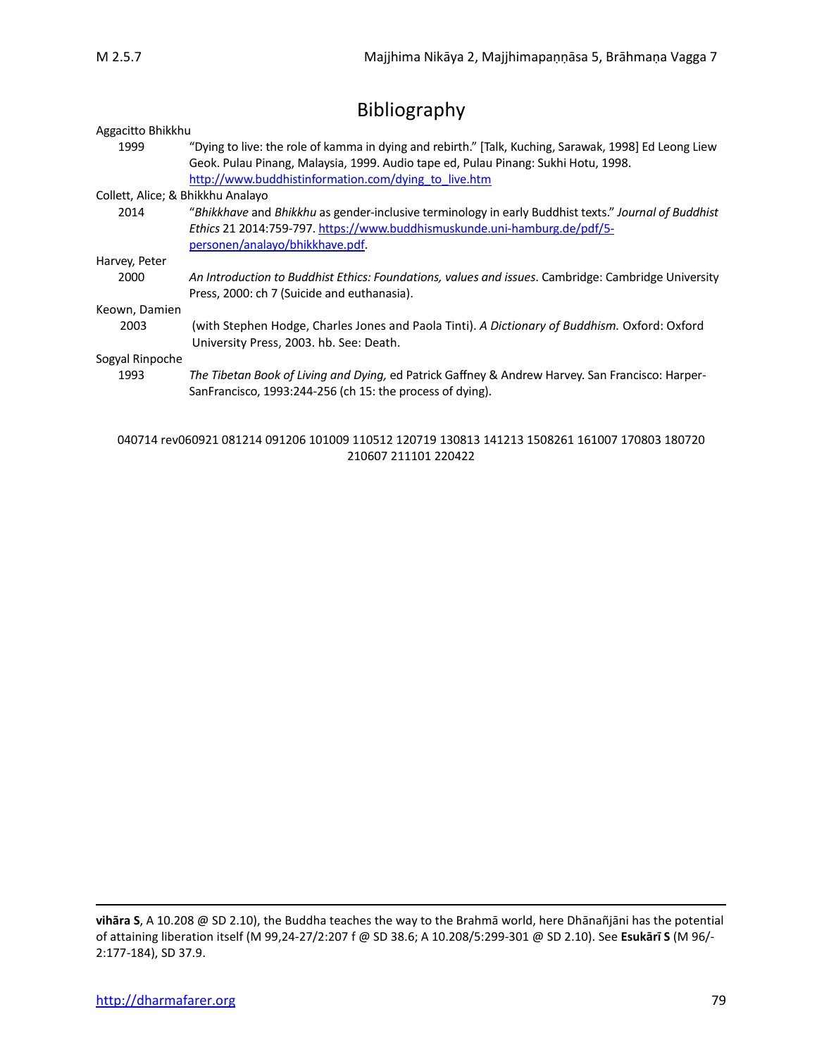# Bibliography

Aggacitto Bhikkhu

1999 "Dying to live: the role of kamma in dying and rebirth." [Talk, Kuching, Sarawak, 1998] Ed Leong Liew Geok. Pulau Pinang, Malaysia, 1999. Audio tape ed, Pulau Pinang: Sukhi Hotu, 1998. http://www.buddhistinformation.com/dying_to_live.htm

Collett, Alice; & Bhikkhu Analayo

2014 "*Bhikkhave* and *Bhikkhu* as gender-inclusive terminology in early Buddhist texts." *Journal of Buddhist Ethics* 21 2014:759-797. https://www.buddhismuskunde.uni-hamburg.de/pdf/5-personen/analayo/bhikkhave.pdf.

Harvey, Peter

2000 *An Introduction to Buddhist Ethics: Foundations, values and issues*. Cambridge: Cambridge University Press, 2000: ch 7 (Suicide and euthanasia).

Keown, Damien

2003 (with Stephen Hodge, Charles Jones and Paola Tinti). *A Dictionary of Buddhism.* Oxford: Oxford University Press, 2003. hb. See: Death.

Sogyal Rinpoche

1993 *The Tibetan Book of Living and Dying,* ed Patrick Gaffney & Andrew Harvey. San Francisco: Harper-SanFrancisco, 1993:244-256 (ch 15: the process of dying).

040714 rev060921 081214 091206 101009 110512 120719 130813 141213 1508261 161007 170803 180720 210607 211101 220422

---

**vihāra S**, A 10.208 @ SD 2.10), the Buddha teaches the way to the Brahmā world, here Dhānañjāni has the potential of attaining liberation itself (M 99,24-27/2:207 f @ SD 38.6; A 10.208/5:299-301 @ SD 2.10). See **Esukārī S** (M 96/-2:177-184), SD 37.9.